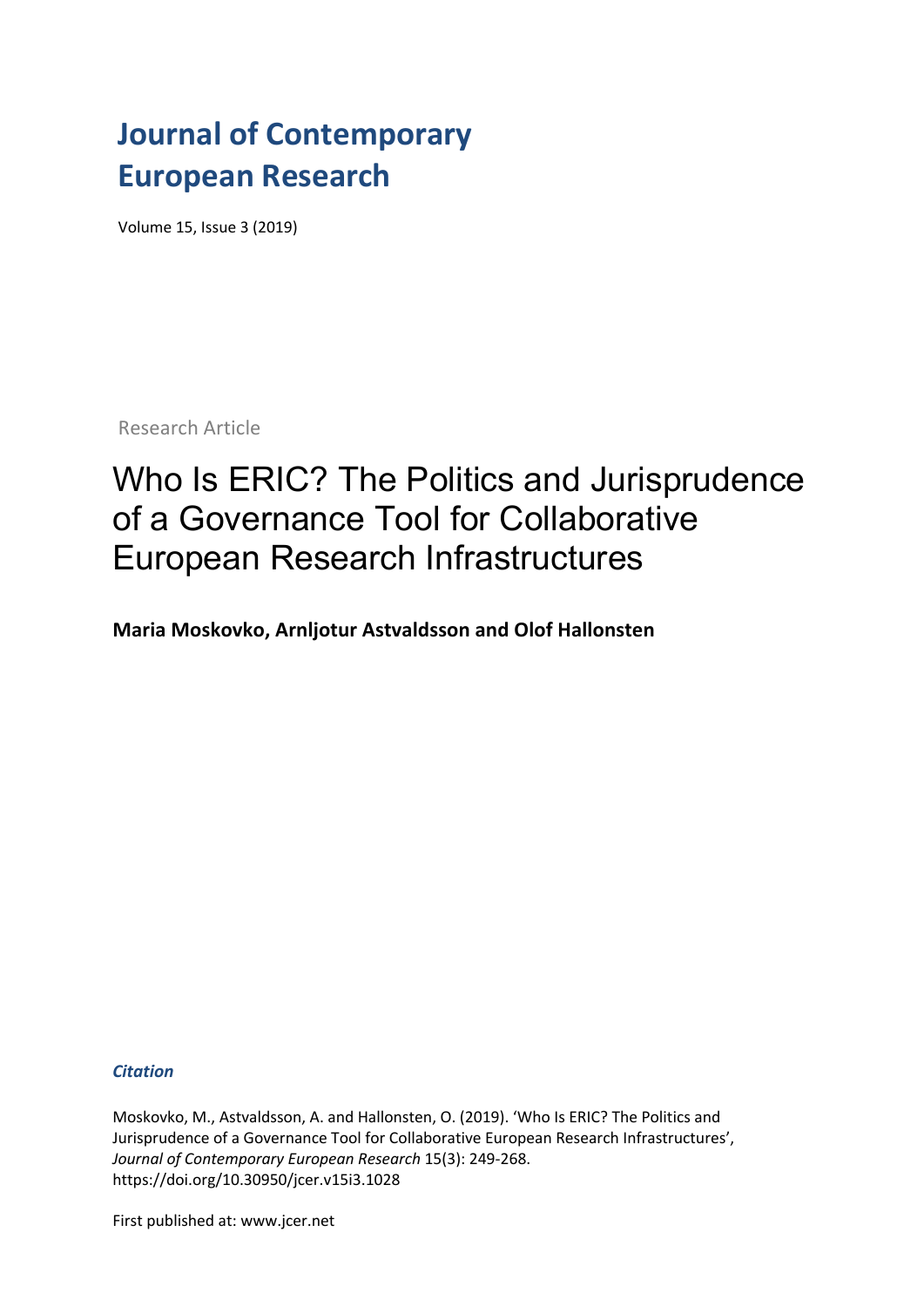# Journal of Contemporary European Research

Volume 15, Issue 3 (2019)

Research Article

## Who Is ERIC? The Politics and Jurisprudence of a Governance Tool for Collaborative European Research Infrastructures

**Maria Moskovko, Arnljotur Astvaldsson and Olof Hallonsten**

***Citation***

Moskovko, M., Astvaldsson, A. and Hallonsten, O. (2019). 'Who Is ERIC? The Politics and Jurisprudence of a Governance Tool for Collaborative European Research Infrastructures', *Journal of Contemporary European Research* 15(3): 249-268. https://doi.org/10.30950/jcer.v15i3.1028

First published at: www.jcer.net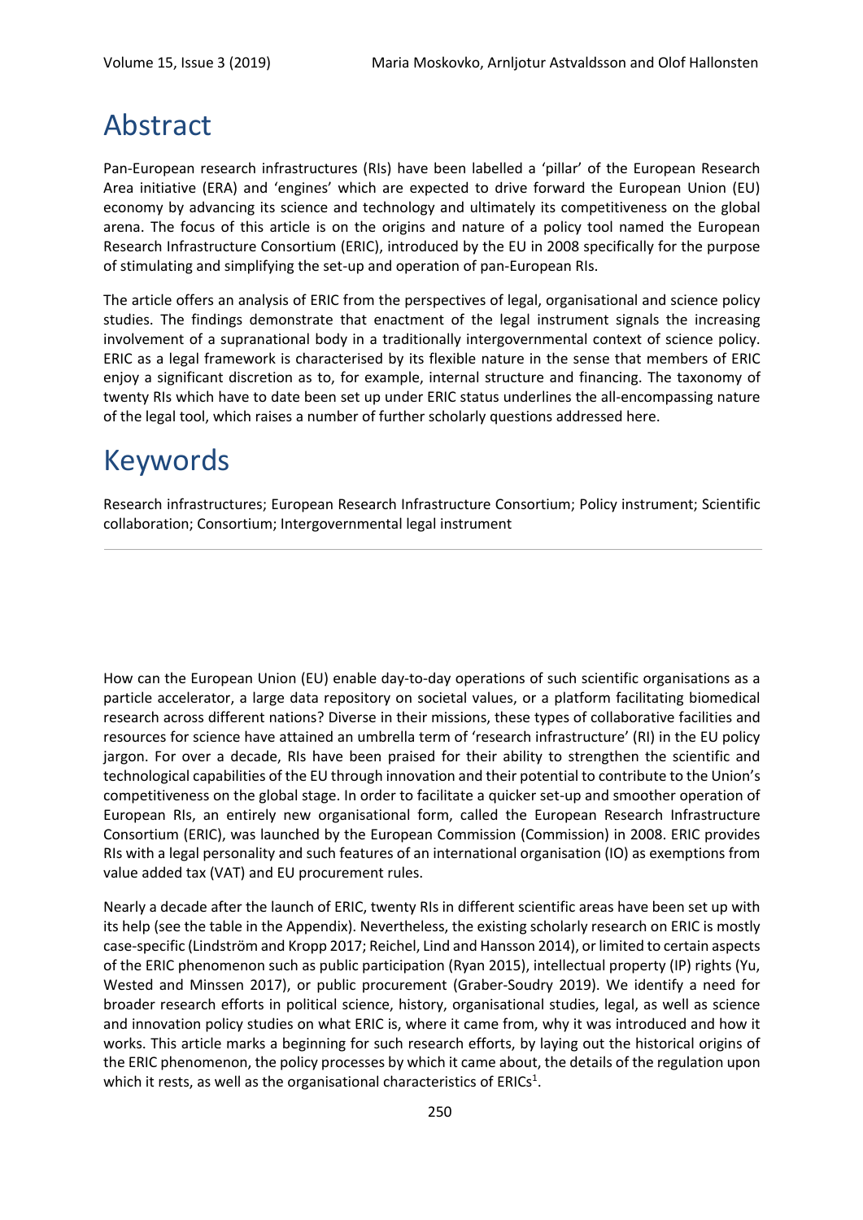# Abstract

Pan-European research infrastructures (RIs) have been labelled a 'pillar' of the European Research Area initiative (ERA) and 'engines' which are expected to drive forward the European Union (EU) economy by advancing its science and technology and ultimately its competitiveness on the global arena. The focus of this article is on the origins and nature of a policy tool named the European Research Infrastructure Consortium (ERIC), introduced by the EU in 2008 specifically for the purpose of stimulating and simplifying the set-up and operation of pan-European RIs.

The article offers an analysis of ERIC from the perspectives of legal, organisational and science policy studies. The findings demonstrate that enactment of the legal instrument signals the increasing involvement of a supranational body in a traditionally intergovernmental context of science policy. ERIC as a legal framework is characterised by its flexible nature in the sense that members of ERIC enjoy a significant discretion as to, for example, internal structure and financing. The taxonomy of twenty RIs which have to date been set up under ERIC status underlines the all-encompassing nature of the legal tool, which raises a number of further scholarly questions addressed here.

# Keywords

Research infrastructures; European Research Infrastructure Consortium; Policy instrument; Scientific collaboration; Consortium; Intergovernmental legal instrument

---

How can the European Union (EU) enable day-to-day operations of such scientific organisations as a particle accelerator, a large data repository on societal values, or a platform facilitating biomedical research across different nations? Diverse in their missions, these types of collaborative facilities and resources for science have attained an umbrella term of 'research infrastructure' (RI) in the EU policy jargon. For over a decade, RIs have been praised for their ability to strengthen the scientific and technological capabilities of the EU through innovation and their potential to contribute to the Union's competitiveness on the global stage. In order to facilitate a quicker set-up and smoother operation of European RIs, an entirely new organisational form, called the European Research Infrastructure Consortium (ERIC), was launched by the European Commission (Commission) in 2008. ERIC provides RIs with a legal personality and such features of an international organisation (IO) as exemptions from value added tax (VAT) and EU procurement rules.

Nearly a decade after the launch of ERIC, twenty RIs in different scientific areas have been set up with its help (see the table in the Appendix). Nevertheless, the existing scholarly research on ERIC is mostly case-specific (Lindström and Kropp 2017; Reichel, Lind and Hansson 2014), or limited to certain aspects of the ERIC phenomenon such as public participation (Ryan 2015), intellectual property (IP) rights (Yu, Wested and Minssen 2017), or public procurement (Graber-Soudry 2019). We identify a need for broader research efforts in political science, history, organisational studies, legal, as well as science and innovation policy studies on what ERIC is, where it came from, why it was introduced and how it works. This article marks a beginning for such research efforts, by laying out the historical origins of the ERIC phenomenon, the policy processes by which it came about, the details of the regulation upon which it rests, as well as the organisational characteristics of ERICs[1].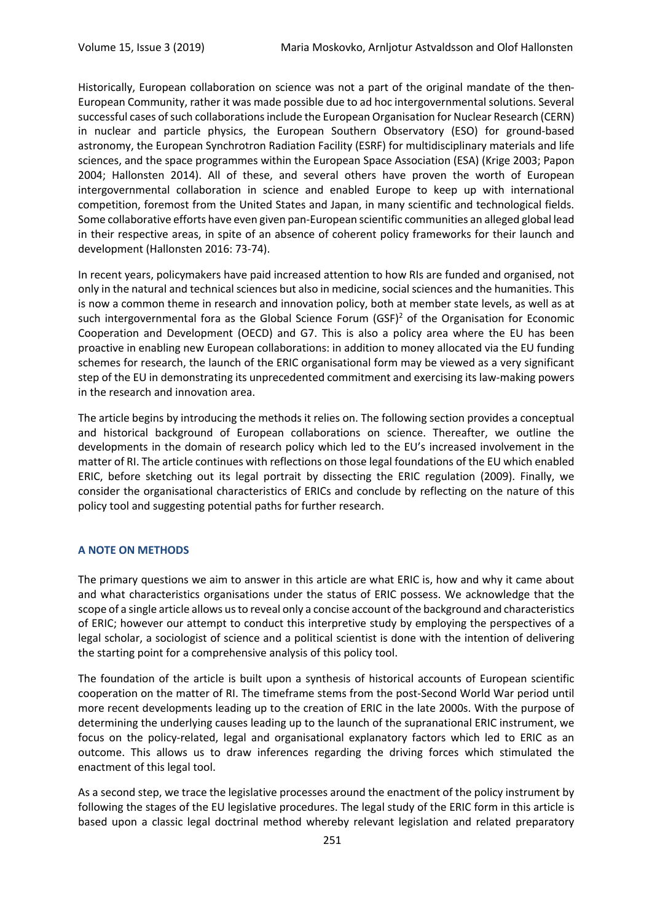Historically, European collaboration on science was not a part of the original mandate of the then-European Community, rather it was made possible due to ad hoc intergovernmental solutions. Several successful cases of such collaborations include the European Organisation for Nuclear Research (CERN) in nuclear and particle physics, the European Southern Observatory (ESO) for ground-based astronomy, the European Synchrotron Radiation Facility (ESRF) for multidisciplinary materials and life sciences, and the space programmes within the European Space Association (ESA) (Krige 2003; Papon 2004; Hallonsten 2014). All of these, and several others have proven the worth of European intergovernmental collaboration in science and enabled Europe to keep up with international competition, foremost from the United States and Japan, in many scientific and technological fields. Some collaborative efforts have even given pan-European scientific communities an alleged global lead in their respective areas, in spite of an absence of coherent policy frameworks for their launch and development (Hallonsten 2016: 73-74).

In recent years, policymakers have paid increased attention to how RIs are funded and organised, not only in the natural and technical sciences but also in medicine, social sciences and the humanities. This is now a common theme in research and innovation policy, both at member state levels, as well as at such intergovernmental fora as the Global Science Forum (GSF)[2] of the Organisation for Economic Cooperation and Development (OECD) and G7. This is also a policy area where the EU has been proactive in enabling new European collaborations: in addition to money allocated via the EU funding schemes for research, the launch of the ERIC organisational form may be viewed as a very significant step of the EU in demonstrating its unprecedented commitment and exercising its law-making powers in the research and innovation area.

The article begins by introducing the methods it relies on. The following section provides a conceptual and historical background of European collaborations on science. Thereafter, we outline the developments in the domain of research policy which led to the EU's increased involvement in the matter of RI. The article continues with reflections on those legal foundations of the EU which enabled ERIC, before sketching out its legal portrait by dissecting the ERIC regulation (2009). Finally, we consider the organisational characteristics of ERICs and conclude by reflecting on the nature of this policy tool and suggesting potential paths for further research.

## A NOTE ON METHODS

The primary questions we aim to answer in this article are what ERIC is, how and why it came about and what characteristics organisations under the status of ERIC possess. We acknowledge that the scope of a single article allows us to reveal only a concise account of the background and characteristics of ERIC; however our attempt to conduct this interpretive study by employing the perspectives of a legal scholar, a sociologist of science and a political scientist is done with the intention of delivering the starting point for a comprehensive analysis of this policy tool.

The foundation of the article is built upon a synthesis of historical accounts of European scientific cooperation on the matter of RI. The timeframe stems from the post-Second World War period until more recent developments leading up to the creation of ERIC in the late 2000s. With the purpose of determining the underlying causes leading up to the launch of the supranational ERIC instrument, we focus on the policy-related, legal and organisational explanatory factors which led to ERIC as an outcome. This allows us to draw inferences regarding the driving forces which stimulated the enactment of this legal tool.

As a second step, we trace the legislative processes around the enactment of the policy instrument by following the stages of the EU legislative procedures. The legal study of the ERIC form in this article is based upon a classic legal doctrinal method whereby relevant legislation and related preparatory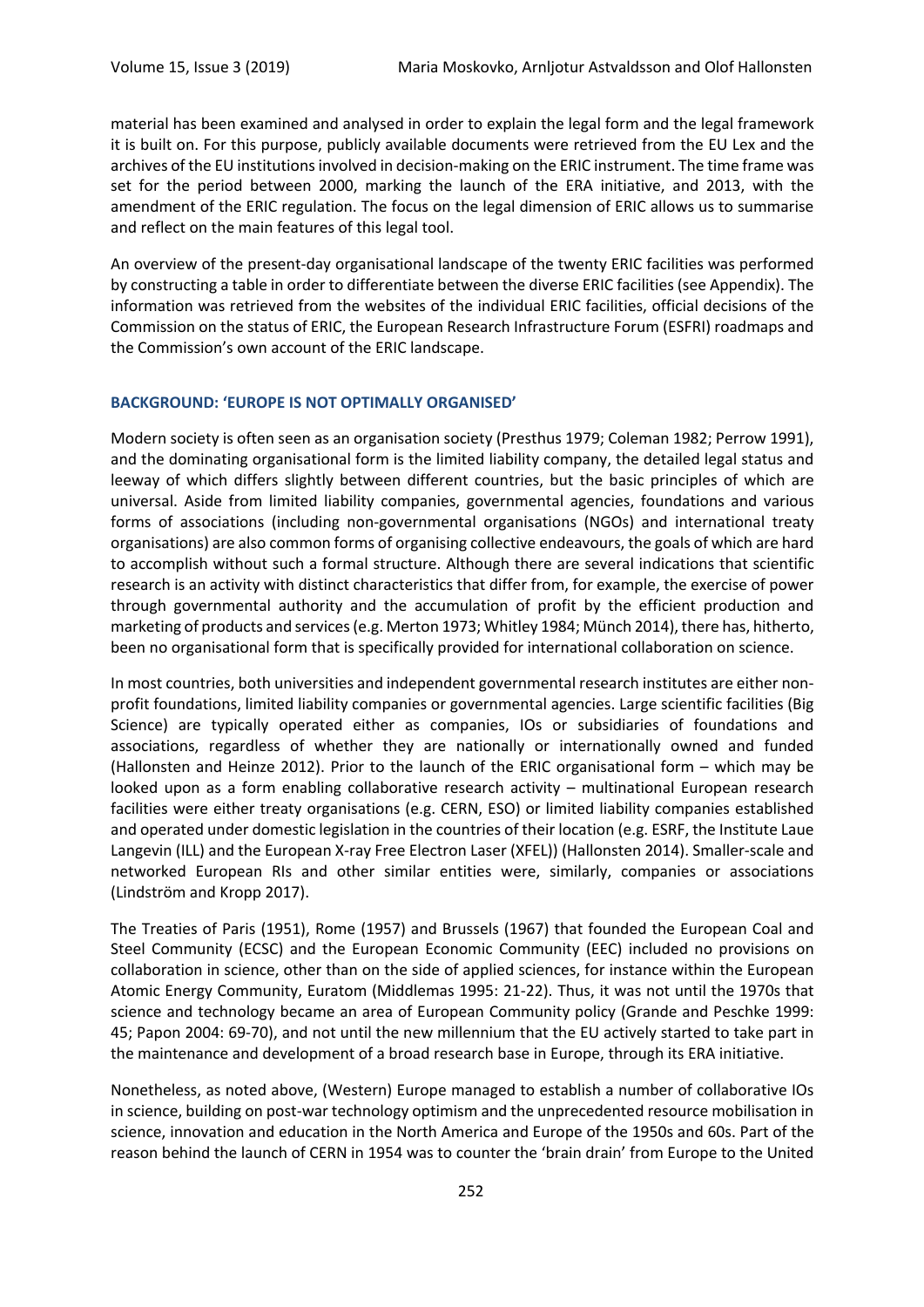material has been examined and analysed in order to explain the legal form and the legal framework it is built on. For this purpose, publicly available documents were retrieved from the EU Lex and the archives of the EU institutions involved in decision-making on the ERIC instrument. The time frame was set for the period between 2000, marking the launch of the ERA initiative, and 2013, with the amendment of the ERIC regulation. The focus on the legal dimension of ERIC allows us to summarise and reflect on the main features of this legal tool.

An overview of the present-day organisational landscape of the twenty ERIC facilities was performed by constructing a table in order to differentiate between the diverse ERIC facilities (see Appendix). The information was retrieved from the websites of the individual ERIC facilities, official decisions of the Commission on the status of ERIC, the European Research Infrastructure Forum (ESFRI) roadmaps and the Commission's own account of the ERIC landscape.

## BACKGROUND: 'EUROPE IS NOT OPTIMALLY ORGANISED'

Modern society is often seen as an organisation society (Presthus 1979; Coleman 1982; Perrow 1991), and the dominating organisational form is the limited liability company, the detailed legal status and leeway of which differs slightly between different countries, but the basic principles of which are universal. Aside from limited liability companies, governmental agencies, foundations and various forms of associations (including non-governmental organisations (NGOs) and international treaty organisations) are also common forms of organising collective endeavours, the goals of which are hard to accomplish without such a formal structure. Although there are several indications that scientific research is an activity with distinct characteristics that differ from, for example, the exercise of power through governmental authority and the accumulation of profit by the efficient production and marketing of products and services (e.g. Merton 1973; Whitley 1984; Münch 2014), there has, hitherto, been no organisational form that is specifically provided for international collaboration on science.

In most countries, both universities and independent governmental research institutes are either non-profit foundations, limited liability companies or governmental agencies. Large scientific facilities (Big Science) are typically operated either as companies, IOs or subsidiaries of foundations and associations, regardless of whether they are nationally or internationally owned and funded (Hallonsten and Heinze 2012). Prior to the launch of the ERIC organisational form – which may be looked upon as a form enabling collaborative research activity – multinational European research facilities were either treaty organisations (e.g. CERN, ESO) or limited liability companies established and operated under domestic legislation in the countries of their location (e.g. ESRF, the Institute Laue Langevin (ILL) and the European X-ray Free Electron Laser (XFEL)) (Hallonsten 2014). Smaller-scale and networked European RIs and other similar entities were, similarly, companies or associations (Lindström and Kropp 2017).

The Treaties of Paris (1951), Rome (1957) and Brussels (1967) that founded the European Coal and Steel Community (ECSC) and the European Economic Community (EEC) included no provisions on collaboration in science, other than on the side of applied sciences, for instance within the European Atomic Energy Community, Euratom (Middlemas 1995: 21-22). Thus, it was not until the 1970s that science and technology became an area of European Community policy (Grande and Peschke 1999: 45; Papon 2004: 69-70), and not until the new millennium that the EU actively started to take part in the maintenance and development of a broad research base in Europe, through its ERA initiative.

Nonetheless, as noted above, (Western) Europe managed to establish a number of collaborative IOs in science, building on post-war technology optimism and the unprecedented resource mobilisation in science, innovation and education in the North America and Europe of the 1950s and 60s. Part of the reason behind the launch of CERN in 1954 was to counter the 'brain drain' from Europe to the United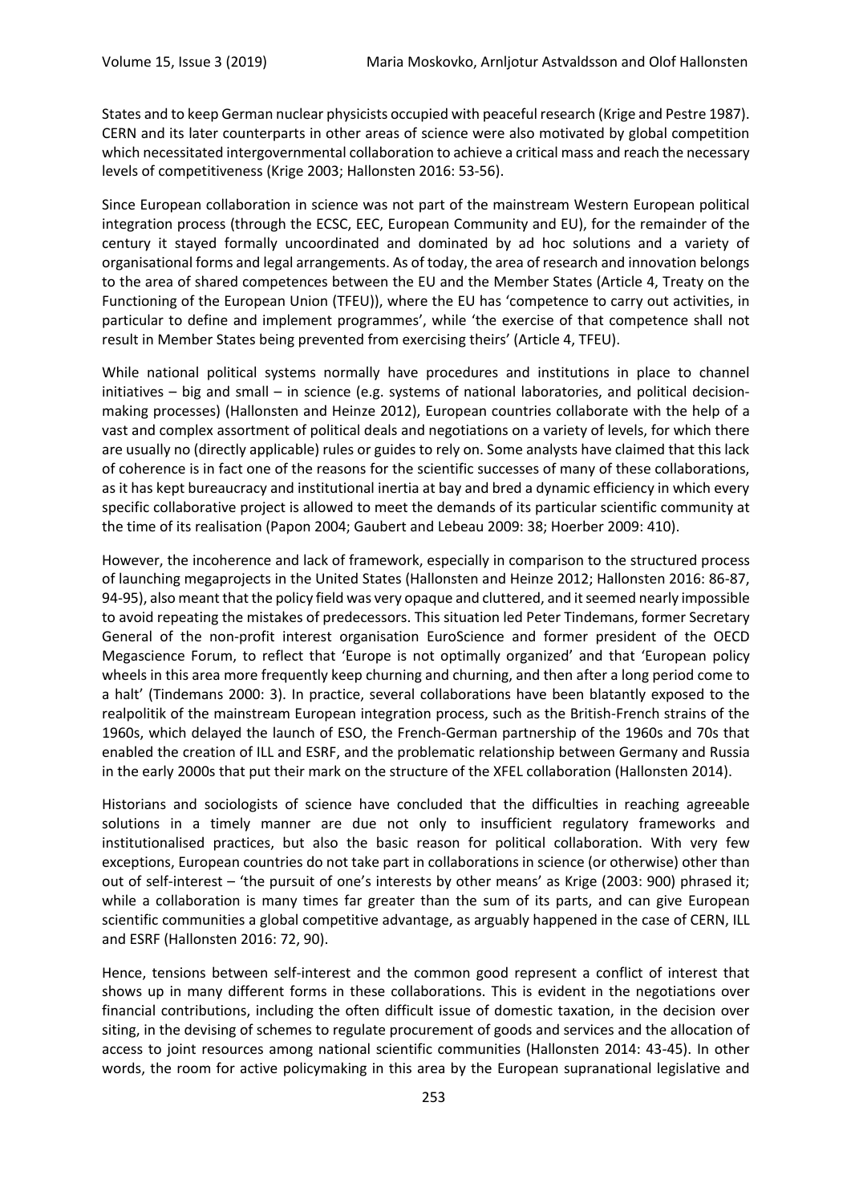States and to keep German nuclear physicists occupied with peaceful research (Krige and Pestre 1987). CERN and its later counterparts in other areas of science were also motivated by global competition which necessitated intergovernmental collaboration to achieve a critical mass and reach the necessary levels of competitiveness (Krige 2003; Hallonsten 2016: 53-56).

Since European collaboration in science was not part of the mainstream Western European political integration process (through the ECSC, EEC, European Community and EU), for the remainder of the century it stayed formally uncoordinated and dominated by ad hoc solutions and a variety of organisational forms and legal arrangements. As of today, the area of research and innovation belongs to the area of shared competences between the EU and the Member States (Article 4, Treaty on the Functioning of the European Union (TFEU)), where the EU has 'competence to carry out activities, in particular to define and implement programmes', while 'the exercise of that competence shall not result in Member States being prevented from exercising theirs' (Article 4, TFEU).

While national political systems normally have procedures and institutions in place to channel initiatives – big and small – in science (e.g. systems of national laboratories, and political decision-making processes) (Hallonsten and Heinze 2012), European countries collaborate with the help of a vast and complex assortment of political deals and negotiations on a variety of levels, for which there are usually no (directly applicable) rules or guides to rely on. Some analysts have claimed that this lack of coherence is in fact one of the reasons for the scientific successes of many of these collaborations, as it has kept bureaucracy and institutional inertia at bay and bred a dynamic efficiency in which every specific collaborative project is allowed to meet the demands of its particular scientific community at the time of its realisation (Papon 2004; Gaubert and Lebeau 2009: 38; Hoerber 2009: 410).

However, the incoherence and lack of framework, especially in comparison to the structured process of launching megaprojects in the United States (Hallonsten and Heinze 2012; Hallonsten 2016: 86-87, 94-95), also meant that the policy field was very opaque and cluttered, and it seemed nearly impossible to avoid repeating the mistakes of predecessors. This situation led Peter Tindemans, former Secretary General of the non-profit interest organisation EuroScience and former president of the OECD Megascience Forum, to reflect that 'Europe is not optimally organized' and that 'European policy wheels in this area more frequently keep churning and churning, and then after a long period come to a halt' (Tindemans 2000: 3). In practice, several collaborations have been blatantly exposed to the realpolitik of the mainstream European integration process, such as the British-French strains of the 1960s, which delayed the launch of ESO, the French-German partnership of the 1960s and 70s that enabled the creation of ILL and ESRF, and the problematic relationship between Germany and Russia in the early 2000s that put their mark on the structure of the XFEL collaboration (Hallonsten 2014).

Historians and sociologists of science have concluded that the difficulties in reaching agreeable solutions in a timely manner are due not only to insufficient regulatory frameworks and institutionalised practices, but also the basic reason for political collaboration. With very few exceptions, European countries do not take part in collaborations in science (or otherwise) other than out of self-interest – 'the pursuit of one's interests by other means' as Krige (2003: 900) phrased it; while a collaboration is many times far greater than the sum of its parts, and can give European scientific communities a global competitive advantage, as arguably happened in the case of CERN, ILL and ESRF (Hallonsten 2016: 72, 90).

Hence, tensions between self-interest and the common good represent a conflict of interest that shows up in many different forms in these collaborations. This is evident in the negotiations over financial contributions, including the often difficult issue of domestic taxation, in the decision over siting, in the devising of schemes to regulate procurement of goods and services and the allocation of access to joint resources among national scientific communities (Hallonsten 2014: 43-45). In other words, the room for active policymaking in this area by the European supranational legislative and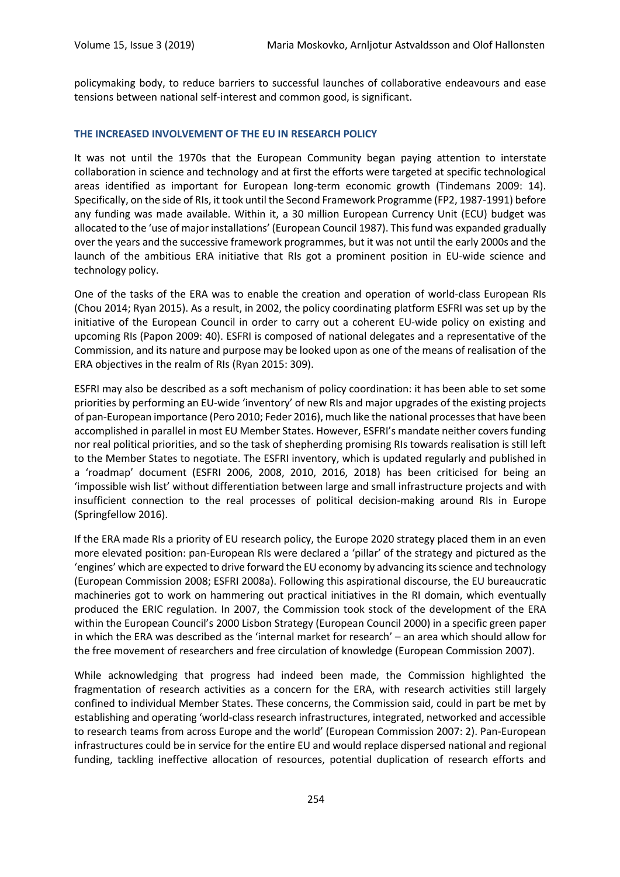policymaking body, to reduce barriers to successful launches of collaborative endeavours and ease tensions between national self-interest and common good, is significant.

## THE INCREASED INVOLVEMENT OF THE EU IN RESEARCH POLICY

It was not until the 1970s that the European Community began paying attention to interstate collaboration in science and technology and at first the efforts were targeted at specific technological areas identified as important for European long-term economic growth (Tindemans 2009: 14). Specifically, on the side of RIs, it took until the Second Framework Programme (FP2, 1987-1991) before any funding was made available. Within it, a 30 million European Currency Unit (ECU) budget was allocated to the 'use of major installations' (European Council 1987). This fund was expanded gradually over the years and the successive framework programmes, but it was not until the early 2000s and the launch of the ambitious ERA initiative that RIs got a prominent position in EU-wide science and technology policy.

One of the tasks of the ERA was to enable the creation and operation of world-class European RIs (Chou 2014; Ryan 2015). As a result, in 2002, the policy coordinating platform ESFRI was set up by the initiative of the European Council in order to carry out a coherent EU-wide policy on existing and upcoming RIs (Papon 2009: 40). ESFRI is composed of national delegates and a representative of the Commission, and its nature and purpose may be looked upon as one of the means of realisation of the ERA objectives in the realm of RIs (Ryan 2015: 309).

ESFRI may also be described as a soft mechanism of policy coordination: it has been able to set some priorities by performing an EU-wide 'inventory' of new RIs and major upgrades of the existing projects of pan-European importance (Pero 2010; Feder 2016), much like the national processes that have been accomplished in parallel in most EU Member States. However, ESFRI's mandate neither covers funding nor real political priorities, and so the task of shepherding promising RIs towards realisation is still left to the Member States to negotiate. The ESFRI inventory, which is updated regularly and published in a 'roadmap' document (ESFRI 2006, 2008, 2010, 2016, 2018) has been criticised for being an 'impossible wish list' without differentiation between large and small infrastructure projects and with insufficient connection to the real processes of political decision-making around RIs in Europe (Springfellow 2016).

If the ERA made RIs a priority of EU research policy, the Europe 2020 strategy placed them in an even more elevated position: pan-European RIs were declared a 'pillar' of the strategy and pictured as the 'engines' which are expected to drive forward the EU economy by advancing its science and technology (European Commission 2008; ESFRI 2008a). Following this aspirational discourse, the EU bureaucratic machineries got to work on hammering out practical initiatives in the RI domain, which eventually produced the ERIC regulation. In 2007, the Commission took stock of the development of the ERA within the European Council's 2000 Lisbon Strategy (European Council 2000) in a specific green paper in which the ERA was described as the 'internal market for research' – an area which should allow for the free movement of researchers and free circulation of knowledge (European Commission 2007).

While acknowledging that progress had indeed been made, the Commission highlighted the fragmentation of research activities as a concern for the ERA, with research activities still largely confined to individual Member States. These concerns, the Commission said, could in part be met by establishing and operating 'world-class research infrastructures, integrated, networked and accessible to research teams from across Europe and the world' (European Commission 2007: 2). Pan-European infrastructures could be in service for the entire EU and would replace dispersed national and regional funding, tackling ineffective allocation of resources, potential duplication of research efforts and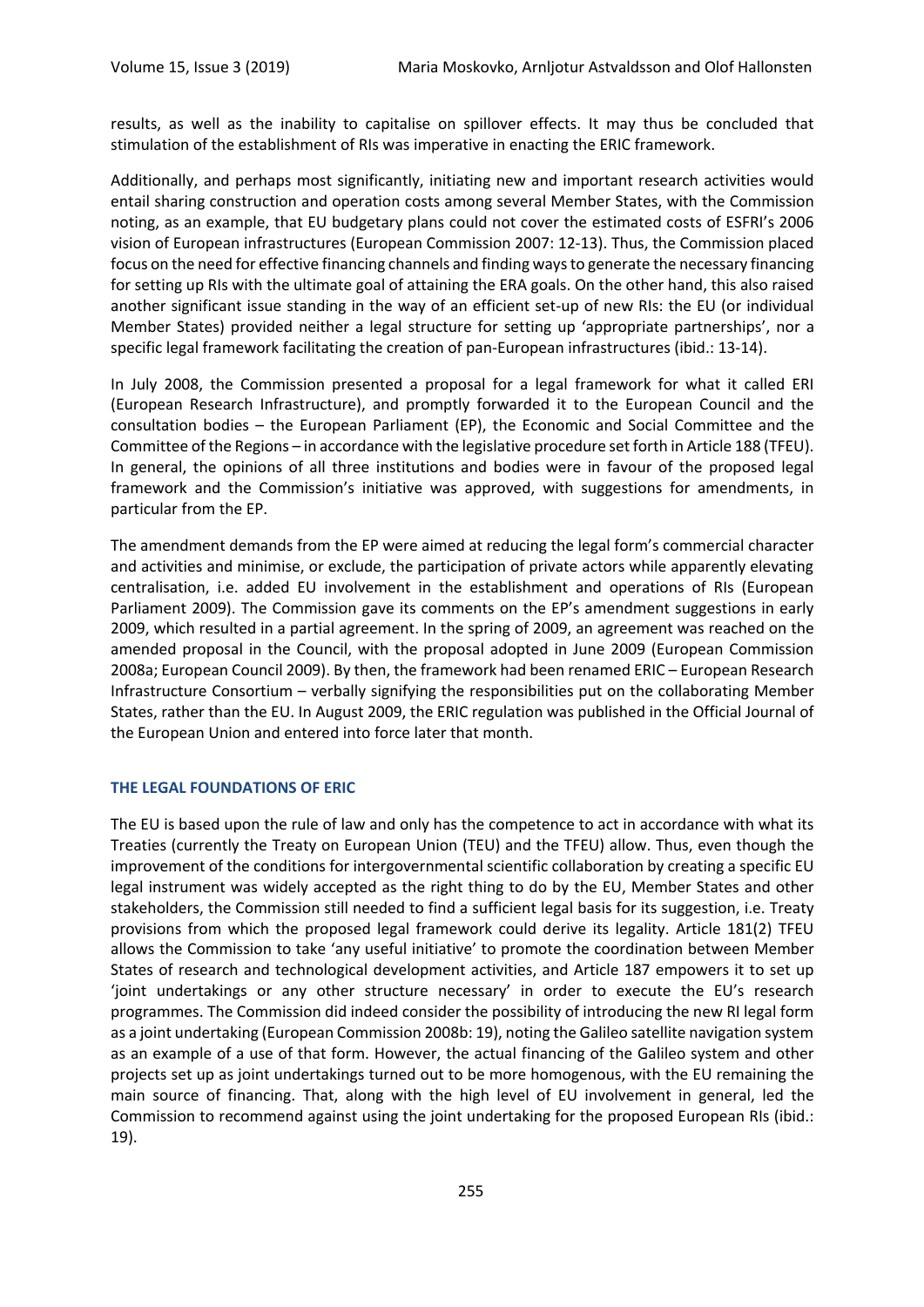results, as well as the inability to capitalise on spillover effects. It may thus be concluded that stimulation of the establishment of RIs was imperative in enacting the ERIC framework.

Additionally, and perhaps most significantly, initiating new and important research activities would entail sharing construction and operation costs among several Member States, with the Commission noting, as an example, that EU budgetary plans could not cover the estimated costs of ESFRI's 2006 vision of European infrastructures (European Commission 2007: 12-13). Thus, the Commission placed focus on the need for effective financing channels and finding ways to generate the necessary financing for setting up RIs with the ultimate goal of attaining the ERA goals. On the other hand, this also raised another significant issue standing in the way of an efficient set-up of new RIs: the EU (or individual Member States) provided neither a legal structure for setting up 'appropriate partnerships', nor a specific legal framework facilitating the creation of pan-European infrastructures (ibid.: 13-14).

In July 2008, the Commission presented a proposal for a legal framework for what it called ERI (European Research Infrastructure), and promptly forwarded it to the European Council and the consultation bodies – the European Parliament (EP), the Economic and Social Committee and the Committee of the Regions – in accordance with the legislative procedure set forth in Article 188 (TFEU). In general, the opinions of all three institutions and bodies were in favour of the proposed legal framework and the Commission's initiative was approved, with suggestions for amendments, in particular from the EP.

The amendment demands from the EP were aimed at reducing the legal form's commercial character and activities and minimise, or exclude, the participation of private actors while apparently elevating centralisation, i.e. added EU involvement in the establishment and operations of RIs (European Parliament 2009). The Commission gave its comments on the EP's amendment suggestions in early 2009, which resulted in a partial agreement. In the spring of 2009, an agreement was reached on the amended proposal in the Council, with the proposal adopted in June 2009 (European Commission 2008a; European Council 2009). By then, the framework had been renamed ERIC – European Research Infrastructure Consortium – verbally signifying the responsibilities put on the collaborating Member States, rather than the EU. In August 2009, the ERIC regulation was published in the Official Journal of the European Union and entered into force later that month.

## THE LEGAL FOUNDATIONS OF ERIC

The EU is based upon the rule of law and only has the competence to act in accordance with what its Treaties (currently the Treaty on European Union (TEU) and the TFEU) allow. Thus, even though the improvement of the conditions for intergovernmental scientific collaboration by creating a specific EU legal instrument was widely accepted as the right thing to do by the EU, Member States and other stakeholders, the Commission still needed to find a sufficient legal basis for its suggestion, i.e. Treaty provisions from which the proposed legal framework could derive its legality. Article 181(2) TFEU allows the Commission to take 'any useful initiative' to promote the coordination between Member States of research and technological development activities, and Article 187 empowers it to set up 'joint undertakings or any other structure necessary' in order to execute the EU's research programmes. The Commission did indeed consider the possibility of introducing the new RI legal form as a joint undertaking (European Commission 2008b: 19), noting the Galileo satellite navigation system as an example of a use of that form. However, the actual financing of the Galileo system and other projects set up as joint undertakings turned out to be more homogenous, with the EU remaining the main source of financing. That, along with the high level of EU involvement in general, led the Commission to recommend against using the joint undertaking for the proposed European RIs (ibid.: 19).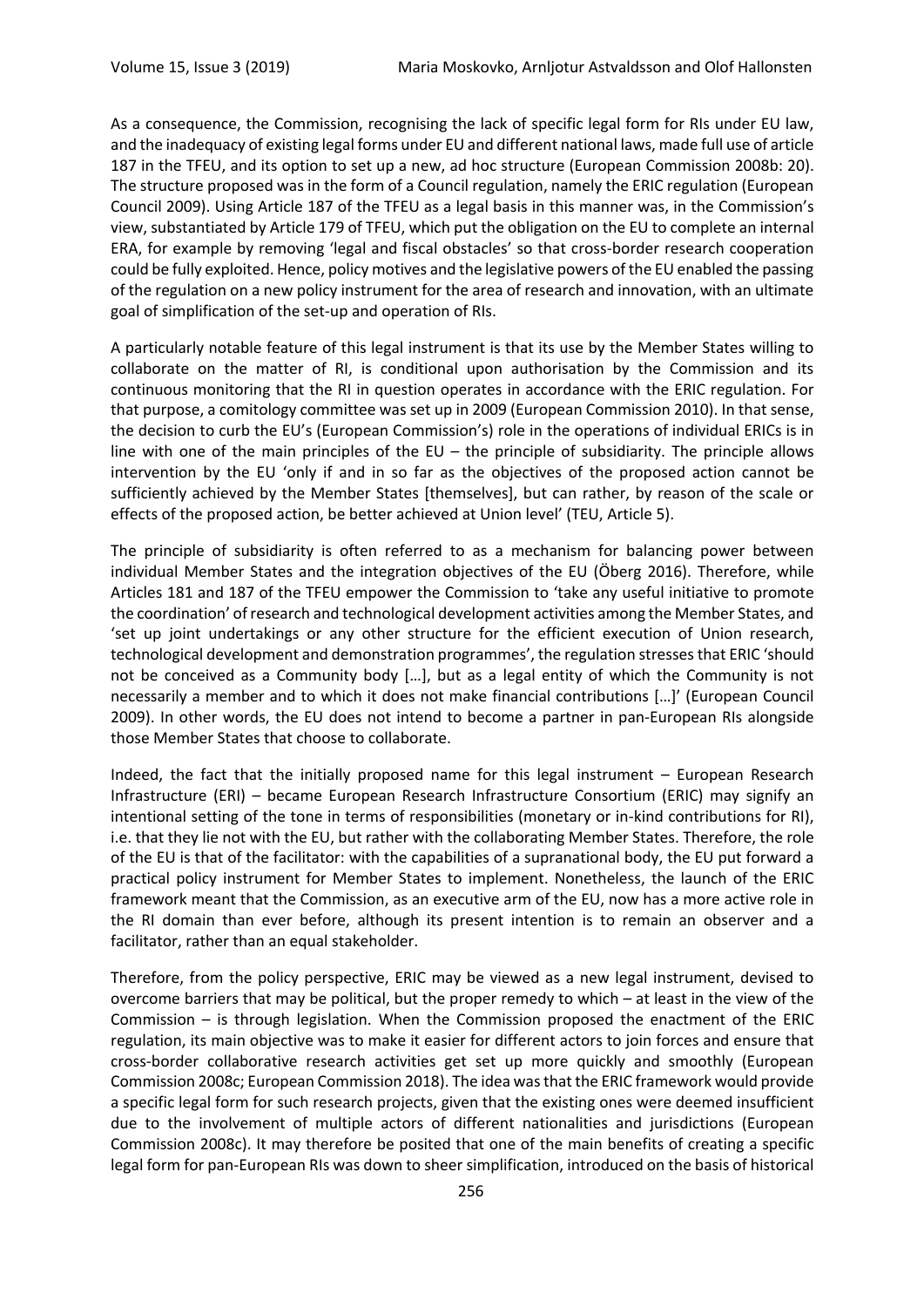As a consequence, the Commission, recognising the lack of specific legal form for RIs under EU law, and the inadequacy of existing legal forms under EU and different national laws, made full use of article 187 in the TFEU, and its option to set up a new, ad hoc structure (European Commission 2008b: 20). The structure proposed was in the form of a Council regulation, namely the ERIC regulation (European Council 2009). Using Article 187 of the TFEU as a legal basis in this manner was, in the Commission's view, substantiated by Article 179 of TFEU, which put the obligation on the EU to complete an internal ERA, for example by removing 'legal and fiscal obstacles' so that cross-border research cooperation could be fully exploited. Hence, policy motives and the legislative powers of the EU enabled the passing of the regulation on a new policy instrument for the area of research and innovation, with an ultimate goal of simplification of the set-up and operation of RIs.

A particularly notable feature of this legal instrument is that its use by the Member States willing to collaborate on the matter of RI, is conditional upon authorisation by the Commission and its continuous monitoring that the RI in question operates in accordance with the ERIC regulation. For that purpose, a comitology committee was set up in 2009 (European Commission 2010). In that sense, the decision to curb the EU's (European Commission's) role in the operations of individual ERICs is in line with one of the main principles of the EU – the principle of subsidiarity. The principle allows intervention by the EU 'only if and in so far as the objectives of the proposed action cannot be sufficiently achieved by the Member States [themselves], but can rather, by reason of the scale or effects of the proposed action, be better achieved at Union level' (TEU, Article 5).

The principle of subsidiarity is often referred to as a mechanism for balancing power between individual Member States and the integration objectives of the EU (Öberg 2016). Therefore, while Articles 181 and 187 of the TFEU empower the Commission to 'take any useful initiative to promote the coordination' of research and technological development activities among the Member States, and 'set up joint undertakings or any other structure for the efficient execution of Union research, technological development and demonstration programmes', the regulation stresses that ERIC 'should not be conceived as a Community body […], but as a legal entity of which the Community is not necessarily a member and to which it does not make financial contributions […]' (European Council 2009). In other words, the EU does not intend to become a partner in pan-European RIs alongside those Member States that choose to collaborate.

Indeed, the fact that the initially proposed name for this legal instrument – European Research Infrastructure (ERI) – became European Research Infrastructure Consortium (ERIC) may signify an intentional setting of the tone in terms of responsibilities (monetary or in-kind contributions for RI), i.e. that they lie not with the EU, but rather with the collaborating Member States. Therefore, the role of the EU is that of the facilitator: with the capabilities of a supranational body, the EU put forward a practical policy instrument for Member States to implement. Nonetheless, the launch of the ERIC framework meant that the Commission, as an executive arm of the EU, now has a more active role in the RI domain than ever before, although its present intention is to remain an observer and a facilitator, rather than an equal stakeholder.

Therefore, from the policy perspective, ERIC may be viewed as a new legal instrument, devised to overcome barriers that may be political, but the proper remedy to which – at least in the view of the Commission – is through legislation. When the Commission proposed the enactment of the ERIC regulation, its main objective was to make it easier for different actors to join forces and ensure that cross-border collaborative research activities get set up more quickly and smoothly (European Commission 2008c; European Commission 2018). The idea was that the ERIC framework would provide a specific legal form for such research projects, given that the existing ones were deemed insufficient due to the involvement of multiple actors of different nationalities and jurisdictions (European Commission 2008c). It may therefore be posited that one of the main benefits of creating a specific legal form for pan-European RIs was down to sheer simplification, introduced on the basis of historical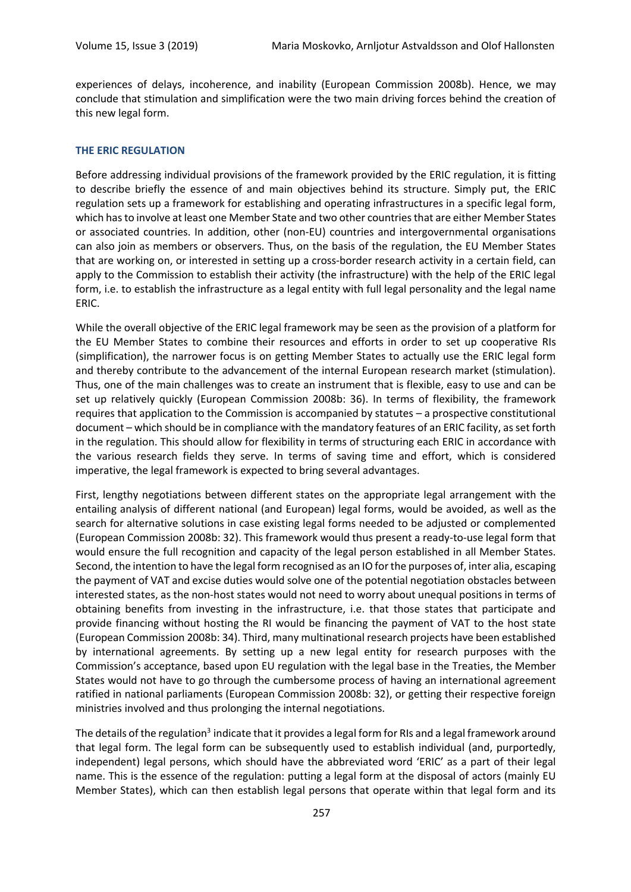experiences of delays, incoherence, and inability (European Commission 2008b). Hence, we may conclude that stimulation and simplification were the two main driving forces behind the creation of this new legal form.

## THE ERIC REGULATION

Before addressing individual provisions of the framework provided by the ERIC regulation, it is fitting to describe briefly the essence of and main objectives behind its structure. Simply put, the ERIC regulation sets up a framework for establishing and operating infrastructures in a specific legal form, which has to involve at least one Member State and two other countries that are either Member States or associated countries. In addition, other (non-EU) countries and intergovernmental organisations can also join as members or observers. Thus, on the basis of the regulation, the EU Member States that are working on, or interested in setting up a cross-border research activity in a certain field, can apply to the Commission to establish their activity (the infrastructure) with the help of the ERIC legal form, i.e. to establish the infrastructure as a legal entity with full legal personality and the legal name ERIC.

While the overall objective of the ERIC legal framework may be seen as the provision of a platform for the EU Member States to combine their resources and efforts in order to set up cooperative RIs (simplification), the narrower focus is on getting Member States to actually use the ERIC legal form and thereby contribute to the advancement of the internal European research market (stimulation). Thus, one of the main challenges was to create an instrument that is flexible, easy to use and can be set up relatively quickly (European Commission 2008b: 36). In terms of flexibility, the framework requires that application to the Commission is accompanied by statutes – a prospective constitutional document – which should be in compliance with the mandatory features of an ERIC facility, as set forth in the regulation. This should allow for flexibility in terms of structuring each ERIC in accordance with the various research fields they serve. In terms of saving time and effort, which is considered imperative, the legal framework is expected to bring several advantages.

First, lengthy negotiations between different states on the appropriate legal arrangement with the entailing analysis of different national (and European) legal forms, would be avoided, as well as the search for alternative solutions in case existing legal forms needed to be adjusted or complemented (European Commission 2008b: 32). This framework would thus present a ready-to-use legal form that would ensure the full recognition and capacity of the legal person established in all Member States. Second, the intention to have the legal form recognised as an IO for the purposes of, inter alia, escaping the payment of VAT and excise duties would solve one of the potential negotiation obstacles between interested states, as the non-host states would not need to worry about unequal positions in terms of obtaining benefits from investing in the infrastructure, i.e. that those states that participate and provide financing without hosting the RI would be financing the payment of VAT to the host state (European Commission 2008b: 34). Third, many multinational research projects have been established by international agreements. By setting up a new legal entity for research purposes with the Commission's acceptance, based upon EU regulation with the legal base in the Treaties, the Member States would not have to go through the cumbersome process of having an international agreement ratified in national parliaments (European Commission 2008b: 32), or getting their respective foreign ministries involved and thus prolonging the internal negotiations.

The details of the regulation[3] indicate that it provides a legal form for RIs and a legal framework around that legal form. The legal form can be subsequently used to establish individual (and, purportedly, independent) legal persons, which should have the abbreviated word 'ERIC' as a part of their legal name. This is the essence of the regulation: putting a legal form at the disposal of actors (mainly EU Member States), which can then establish legal persons that operate within that legal form and its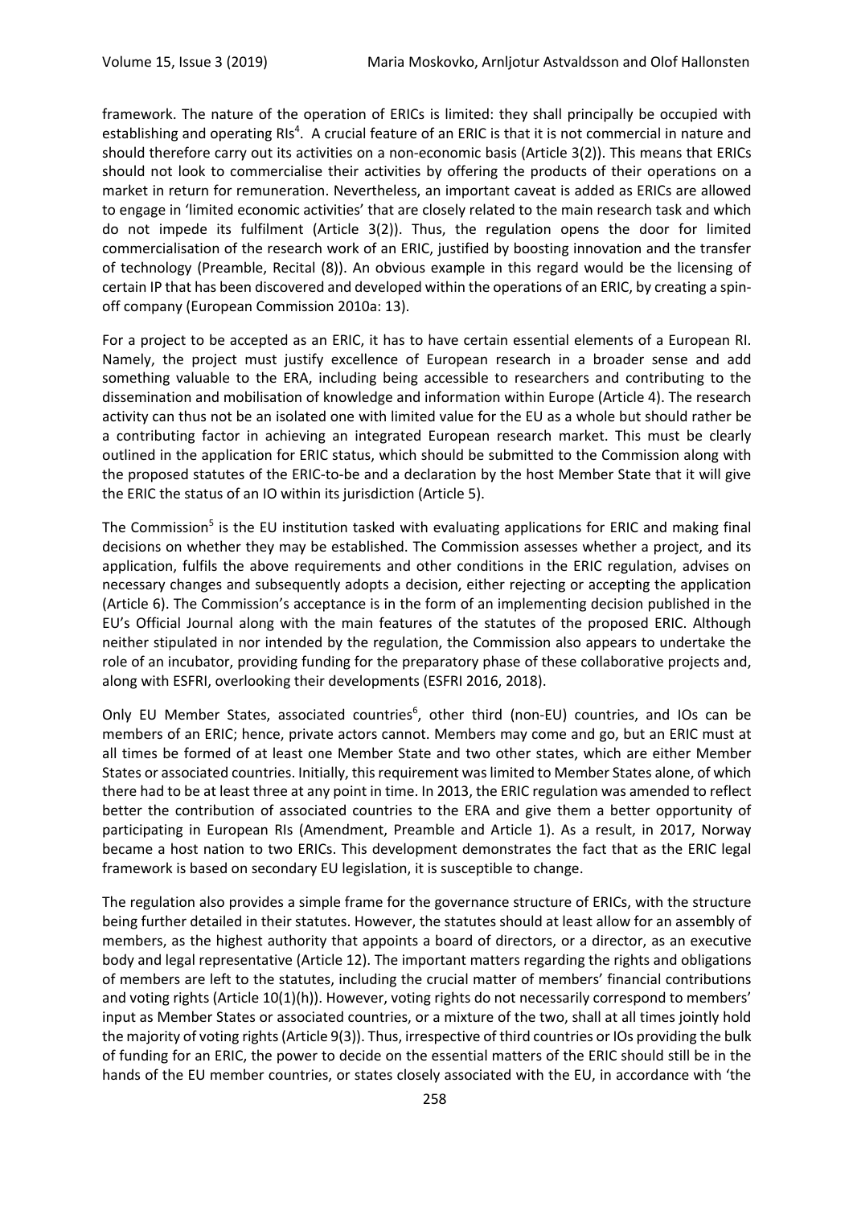framework. The nature of the operation of ERICs is limited: they shall principally be occupied with establishing and operating RIs[4]. A crucial feature of an ERIC is that it is not commercial in nature and should therefore carry out its activities on a non-economic basis (Article 3(2)). This means that ERICs should not look to commercialise their activities by offering the products of their operations on a market in return for remuneration. Nevertheless, an important caveat is added as ERICs are allowed to engage in 'limited economic activities' that are closely related to the main research task and which do not impede its fulfilment (Article 3(2)). Thus, the regulation opens the door for limited commercialisation of the research work of an ERIC, justified by boosting innovation and the transfer of technology (Preamble, Recital (8)). An obvious example in this regard would be the licensing of certain IP that has been discovered and developed within the operations of an ERIC, by creating a spin-off company (European Commission 2010a: 13).

For a project to be accepted as an ERIC, it has to have certain essential elements of a European RI. Namely, the project must justify excellence of European research in a broader sense and add something valuable to the ERA, including being accessible to researchers and contributing to the dissemination and mobilisation of knowledge and information within Europe (Article 4). The research activity can thus not be an isolated one with limited value for the EU as a whole but should rather be a contributing factor in achieving an integrated European research market. This must be clearly outlined in the application for ERIC status, which should be submitted to the Commission along with the proposed statutes of the ERIC-to-be and a declaration by the host Member State that it will give the ERIC the status of an IO within its jurisdiction (Article 5).

The Commission[5] is the EU institution tasked with evaluating applications for ERIC and making final decisions on whether they may be established. The Commission assesses whether a project, and its application, fulfils the above requirements and other conditions in the ERIC regulation, advises on necessary changes and subsequently adopts a decision, either rejecting or accepting the application (Article 6). The Commission's acceptance is in the form of an implementing decision published in the EU's Official Journal along with the main features of the statutes of the proposed ERIC. Although neither stipulated in nor intended by the regulation, the Commission also appears to undertake the role of an incubator, providing funding for the preparatory phase of these collaborative projects and, along with ESFRI, overlooking their developments (ESFRI 2016, 2018).

Only EU Member States, associated countries[6], other third (non-EU) countries, and IOs can be members of an ERIC; hence, private actors cannot. Members may come and go, but an ERIC must at all times be formed of at least one Member State and two other states, which are either Member States or associated countries. Initially, this requirement was limited to Member States alone, of which there had to be at least three at any point in time. In 2013, the ERIC regulation was amended to reflect better the contribution of associated countries to the ERA and give them a better opportunity of participating in European RIs (Amendment, Preamble and Article 1). As a result, in 2017, Norway became a host nation to two ERICs. This development demonstrates the fact that as the ERIC legal framework is based on secondary EU legislation, it is susceptible to change.

The regulation also provides a simple frame for the governance structure of ERICs, with the structure being further detailed in their statutes. However, the statutes should at least allow for an assembly of members, as the highest authority that appoints a board of directors, or a director, as an executive body and legal representative (Article 12). The important matters regarding the rights and obligations of members are left to the statutes, including the crucial matter of members' financial contributions and voting rights (Article 10(1)(h)). However, voting rights do not necessarily correspond to members' input as Member States or associated countries, or a mixture of the two, shall at all times jointly hold the majority of voting rights (Article 9(3)). Thus, irrespective of third countries or IOs providing the bulk of funding for an ERIC, the power to decide on the essential matters of the ERIC should still be in the hands of the EU member countries, or states closely associated with the EU, in accordance with 'the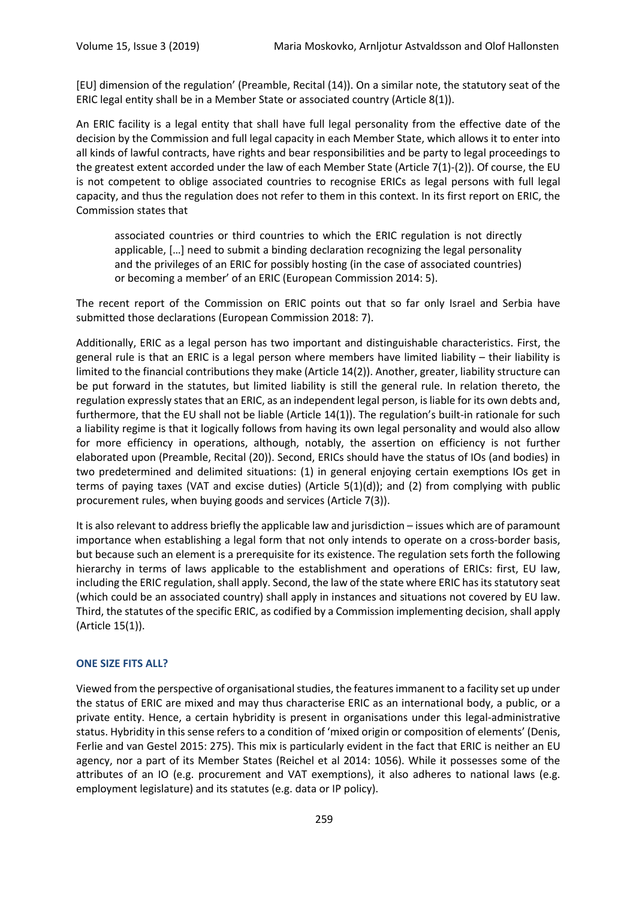[EU] dimension of the regulation' (Preamble, Recital (14)). On a similar note, the statutory seat of the ERIC legal entity shall be in a Member State or associated country (Article 8(1)).

An ERIC facility is a legal entity that shall have full legal personality from the effective date of the decision by the Commission and full legal capacity in each Member State, which allows it to enter into all kinds of lawful contracts, have rights and bear responsibilities and be party to legal proceedings to the greatest extent accorded under the law of each Member State (Article 7(1)-(2)). Of course, the EU is not competent to oblige associated countries to recognise ERICs as legal persons with full legal capacity, and thus the regulation does not refer to them in this context. In its first report on ERIC, the Commission states that

> associated countries or third countries to which the ERIC regulation is not directly applicable, […] need to submit a binding declaration recognizing the legal personality and the privileges of an ERIC for possibly hosting (in the case of associated countries) or becoming a member' of an ERIC (European Commission 2014: 5).

The recent report of the Commission on ERIC points out that so far only Israel and Serbia have submitted those declarations (European Commission 2018: 7).

Additionally, ERIC as a legal person has two important and distinguishable characteristics. First, the general rule is that an ERIC is a legal person where members have limited liability – their liability is limited to the financial contributions they make (Article 14(2)). Another, greater, liability structure can be put forward in the statutes, but limited liability is still the general rule. In relation thereto, the regulation expressly states that an ERIC, as an independent legal person, is liable for its own debts and, furthermore, that the EU shall not be liable (Article 14(1)). The regulation's built-in rationale for such a liability regime is that it logically follows from having its own legal personality and would also allow for more efficiency in operations, although, notably, the assertion on efficiency is not further elaborated upon (Preamble, Recital (20)). Second, ERICs should have the status of IOs (and bodies) in two predetermined and delimited situations: (1) in general enjoying certain exemptions IOs get in terms of paying taxes (VAT and excise duties) (Article 5(1)(d)); and (2) from complying with public procurement rules, when buying goods and services (Article 7(3)).

It is also relevant to address briefly the applicable law and jurisdiction – issues which are of paramount importance when establishing a legal form that not only intends to operate on a cross-border basis, but because such an element is a prerequisite for its existence. The regulation sets forth the following hierarchy in terms of laws applicable to the establishment and operations of ERICs: first, EU law, including the ERIC regulation, shall apply. Second, the law of the state where ERIC has its statutory seat (which could be an associated country) shall apply in instances and situations not covered by EU law. Third, the statutes of the specific ERIC, as codified by a Commission implementing decision, shall apply (Article 15(1)).

## ONE SIZE FITS ALL?

Viewed from the perspective of organisational studies, the features immanent to a facility set up under the status of ERIC are mixed and may thus characterise ERIC as an international body, a public, or a private entity. Hence, a certain hybridity is present in organisations under this legal-administrative status. Hybridity in this sense refers to a condition of 'mixed origin or composition of elements' (Denis, Ferlie and van Gestel 2015: 275). This mix is particularly evident in the fact that ERIC is neither an EU agency, nor a part of its Member States (Reichel et al 2014: 1056). While it possesses some of the attributes of an IO (e.g. procurement and VAT exemptions), it also adheres to national laws (e.g. employment legislature) and its statutes (e.g. data or IP policy).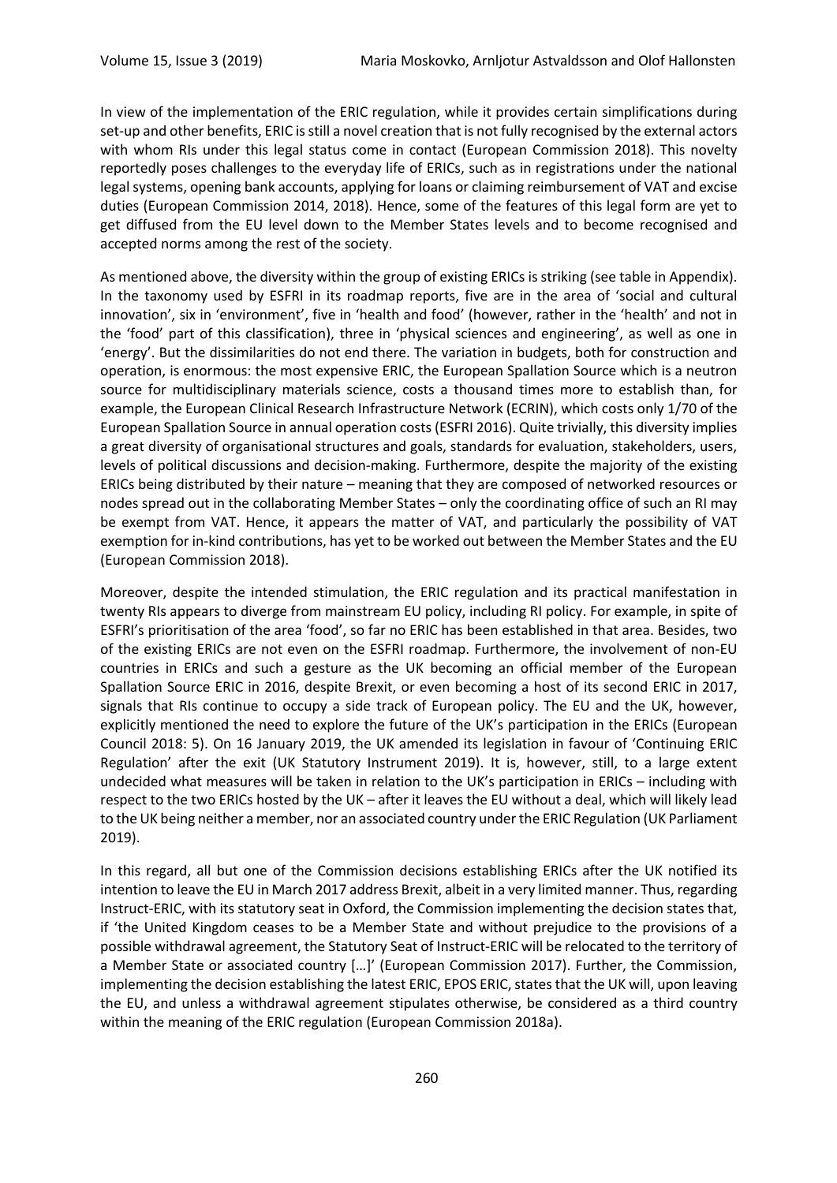In view of the implementation of the ERIC regulation, while it provides certain simplifications during set-up and other benefits, ERIC is still a novel creation that is not fully recognised by the external actors with whom RIs under this legal status come in contact (European Commission 2018). This novelty reportedly poses challenges to the everyday life of ERICs, such as in registrations under the national legal systems, opening bank accounts, applying for loans or claiming reimbursement of VAT and excise duties (European Commission 2014, 2018). Hence, some of the features of this legal form are yet to get diffused from the EU level down to the Member States levels and to become recognised and accepted norms among the rest of the society.

As mentioned above, the diversity within the group of existing ERICs is striking (see table in Appendix). In the taxonomy used by ESFRI in its roadmap reports, five are in the area of 'social and cultural innovation', six in 'environment', five in 'health and food' (however, rather in the 'health' and not in the 'food' part of this classification), three in 'physical sciences and engineering', as well as one in 'energy'. But the dissimilarities do not end there. The variation in budgets, both for construction and operation, is enormous: the most expensive ERIC, the European Spallation Source which is a neutron source for multidisciplinary materials science, costs a thousand times more to establish than, for example, the European Clinical Research Infrastructure Network (ECRIN), which costs only 1/70 of the European Spallation Source in annual operation costs (ESFRI 2016). Quite trivially, this diversity implies a great diversity of organisational structures and goals, standards for evaluation, stakeholders, users, levels of political discussions and decision-making. Furthermore, despite the majority of the existing ERICs being distributed by their nature – meaning that they are composed of networked resources or nodes spread out in the collaborating Member States – only the coordinating office of such an RI may be exempt from VAT. Hence, it appears the matter of VAT, and particularly the possibility of VAT exemption for in-kind contributions, has yet to be worked out between the Member States and the EU (European Commission 2018).

Moreover, despite the intended stimulation, the ERIC regulation and its practical manifestation in twenty RIs appears to diverge from mainstream EU policy, including RI policy. For example, in spite of ESFRI's prioritisation of the area 'food', so far no ERIC has been established in that area. Besides, two of the existing ERICs are not even on the ESFRI roadmap. Furthermore, the involvement of non-EU countries in ERICs and such a gesture as the UK becoming an official member of the European Spallation Source ERIC in 2016, despite Brexit, or even becoming a host of its second ERIC in 2017, signals that RIs continue to occupy a side track of European policy. The EU and the UK, however, explicitly mentioned the need to explore the future of the UK's participation in the ERICs (European Council 2018: 5). On 16 January 2019, the UK amended its legislation in favour of 'Continuing ERIC Regulation' after the exit (UK Statutory Instrument 2019). It is, however, still, to a large extent undecided what measures will be taken in relation to the UK's participation in ERICs – including with respect to the two ERICs hosted by the UK – after it leaves the EU without a deal, which will likely lead to the UK being neither a member, nor an associated country under the ERIC Regulation (UK Parliament 2019).

In this regard, all but one of the Commission decisions establishing ERICs after the UK notified its intention to leave the EU in March 2017 address Brexit, albeit in a very limited manner. Thus, regarding Instruct-ERIC, with its statutory seat in Oxford, the Commission implementing the decision states that, if 'the United Kingdom ceases to be a Member State and without prejudice to the provisions of a possible withdrawal agreement, the Statutory Seat of Instruct-ERIC will be relocated to the territory of a Member State or associated country […]' (European Commission 2017). Further, the Commission, implementing the decision establishing the latest ERIC, EPOS ERIC, states that the UK will, upon leaving the EU, and unless a withdrawal agreement stipulates otherwise, be considered as a third country within the meaning of the ERIC regulation (European Commission 2018a).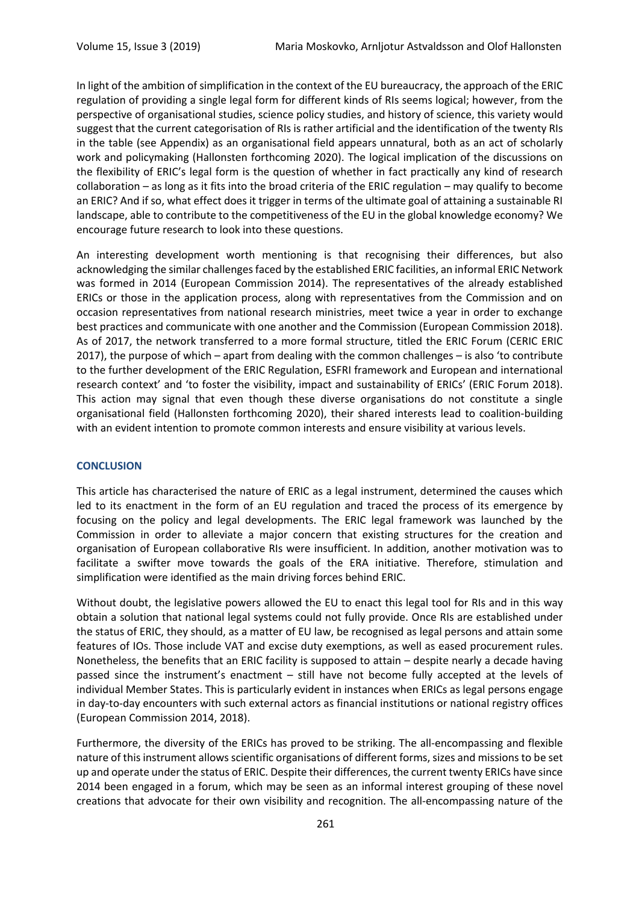In light of the ambition of simplification in the context of the EU bureaucracy, the approach of the ERIC regulation of providing a single legal form for different kinds of RIs seems logical; however, from the perspective of organisational studies, science policy studies, and history of science, this variety would suggest that the current categorisation of RIs is rather artificial and the identification of the twenty RIs in the table (see Appendix) as an organisational field appears unnatural, both as an act of scholarly work and policymaking (Hallonsten forthcoming 2020). The logical implication of the discussions on the flexibility of ERIC's legal form is the question of whether in fact practically any kind of research collaboration – as long as it fits into the broad criteria of the ERIC regulation – may qualify to become an ERIC? And if so, what effect does it trigger in terms of the ultimate goal of attaining a sustainable RI landscape, able to contribute to the competitiveness of the EU in the global knowledge economy? We encourage future research to look into these questions.

An interesting development worth mentioning is that recognising their differences, but also acknowledging the similar challenges faced by the established ERIC facilities, an informal ERIC Network was formed in 2014 (European Commission 2014). The representatives of the already established ERICs or those in the application process, along with representatives from the Commission and on occasion representatives from national research ministries, meet twice a year in order to exchange best practices and communicate with one another and the Commission (European Commission 2018). As of 2017, the network transferred to a more formal structure, titled the ERIC Forum (CERIC ERIC 2017), the purpose of which – apart from dealing with the common challenges – is also 'to contribute to the further development of the ERIC Regulation, ESFRI framework and European and international research context' and 'to foster the visibility, impact and sustainability of ERICs' (ERIC Forum 2018). This action may signal that even though these diverse organisations do not constitute a single organisational field (Hallonsten forthcoming 2020), their shared interests lead to coalition-building with an evident intention to promote common interests and ensure visibility at various levels.

## CONCLUSION

This article has characterised the nature of ERIC as a legal instrument, determined the causes which led to its enactment in the form of an EU regulation and traced the process of its emergence by focusing on the policy and legal developments. The ERIC legal framework was launched by the Commission in order to alleviate a major concern that existing structures for the creation and organisation of European collaborative RIs were insufficient. In addition, another motivation was to facilitate a swifter move towards the goals of the ERA initiative. Therefore, stimulation and simplification were identified as the main driving forces behind ERIC.

Without doubt, the legislative powers allowed the EU to enact this legal tool for RIs and in this way obtain a solution that national legal systems could not fully provide. Once RIs are established under the status of ERIC, they should, as a matter of EU law, be recognised as legal persons and attain some features of IOs. Those include VAT and excise duty exemptions, as well as eased procurement rules. Nonetheless, the benefits that an ERIC facility is supposed to attain – despite nearly a decade having passed since the instrument's enactment – still have not become fully accepted at the levels of individual Member States. This is particularly evident in instances when ERICs as legal persons engage in day-to-day encounters with such external actors as financial institutions or national registry offices (European Commission 2014, 2018).

Furthermore, the diversity of the ERICs has proved to be striking. The all-encompassing and flexible nature of this instrument allows scientific organisations of different forms, sizes and missions to be set up and operate under the status of ERIC. Despite their differences, the current twenty ERICs have since 2014 been engaged in a forum, which may be seen as an informal interest grouping of these novel creations that advocate for their own visibility and recognition. The all-encompassing nature of the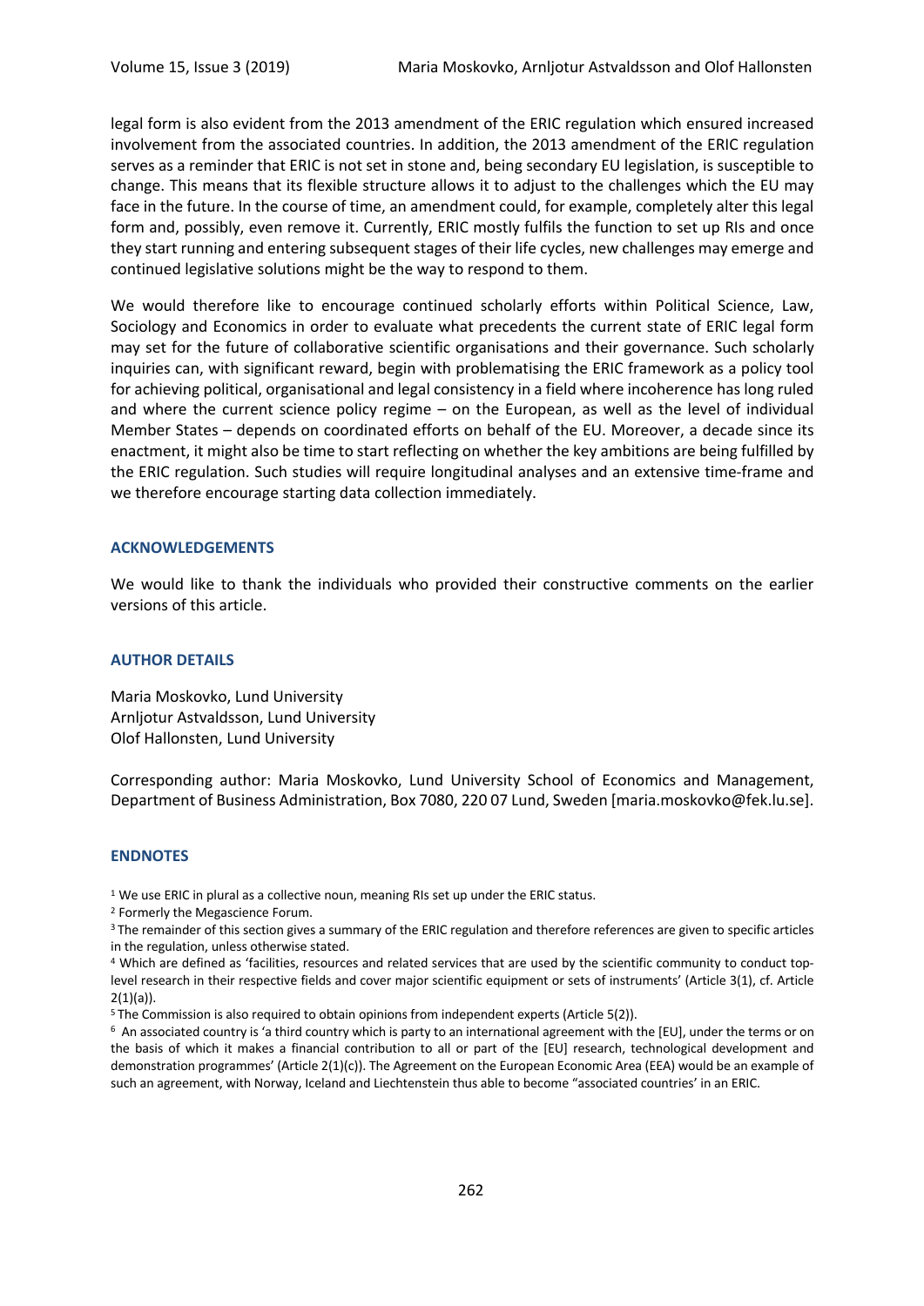legal form is also evident from the 2013 amendment of the ERIC regulation which ensured increased involvement from the associated countries. In addition, the 2013 amendment of the ERIC regulation serves as a reminder that ERIC is not set in stone and, being secondary EU legislation, is susceptible to change. This means that its flexible structure allows it to adjust to the challenges which the EU may face in the future. In the course of time, an amendment could, for example, completely alter this legal form and, possibly, even remove it. Currently, ERIC mostly fulfils the function to set up RIs and once they start running and entering subsequent stages of their life cycles, new challenges may emerge and continued legislative solutions might be the way to respond to them.

We would therefore like to encourage continued scholarly efforts within Political Science, Law, Sociology and Economics in order to evaluate what precedents the current state of ERIC legal form may set for the future of collaborative scientific organisations and their governance. Such scholarly inquiries can, with significant reward, begin with problematising the ERIC framework as a policy tool for achieving political, organisational and legal consistency in a field where incoherence has long ruled and where the current science policy regime – on the European, as well as the level of individual Member States – depends on coordinated efforts on behalf of the EU. Moreover, a decade since its enactment, it might also be time to start reflecting on whether the key ambitions are being fulfilled by the ERIC regulation. Such studies will require longitudinal analyses and an extensive time-frame and we therefore encourage starting data collection immediately.

## ACKNOWLEDGEMENTS

We would like to thank the individuals who provided their constructive comments on the earlier versions of this article.

## AUTHOR DETAILS

Maria Moskovko, Lund University
Arnljotur Astvaldsson, Lund University
Olof Hallonsten, Lund University

Corresponding author: Maria Moskovko, Lund University School of Economics and Management, Department of Business Administration, Box 7080, 220 07 Lund, Sweden [maria.moskovko@fek.lu.se].

## ENDNOTES

[1] We use ERIC in plural as a collective noun, meaning RIs set up under the ERIC status.

[2] Formerly the Megascience Forum.

[3] The remainder of this section gives a summary of the ERIC regulation and therefore references are given to specific articles in the regulation, unless otherwise stated.

[4] Which are defined as 'facilities, resources and related services that are used by the scientific community to conduct top-level research in their respective fields and cover major scientific equipment or sets of instruments' (Article 3(1), cf. Article 2(1)(a)).

[5] The Commission is also required to obtain opinions from independent experts (Article 5(2)).

[6] An associated country is 'a third country which is party to an international agreement with the [EU], under the terms or on the basis of which it makes a financial contribution to all or part of the [EU] research, technological development and demonstration programmes' (Article 2(1)(c)). The Agreement on the European Economic Area (EEA) would be an example of such an agreement, with Norway, Iceland and Liechtenstein thus able to become "associated countries' in an ERIC.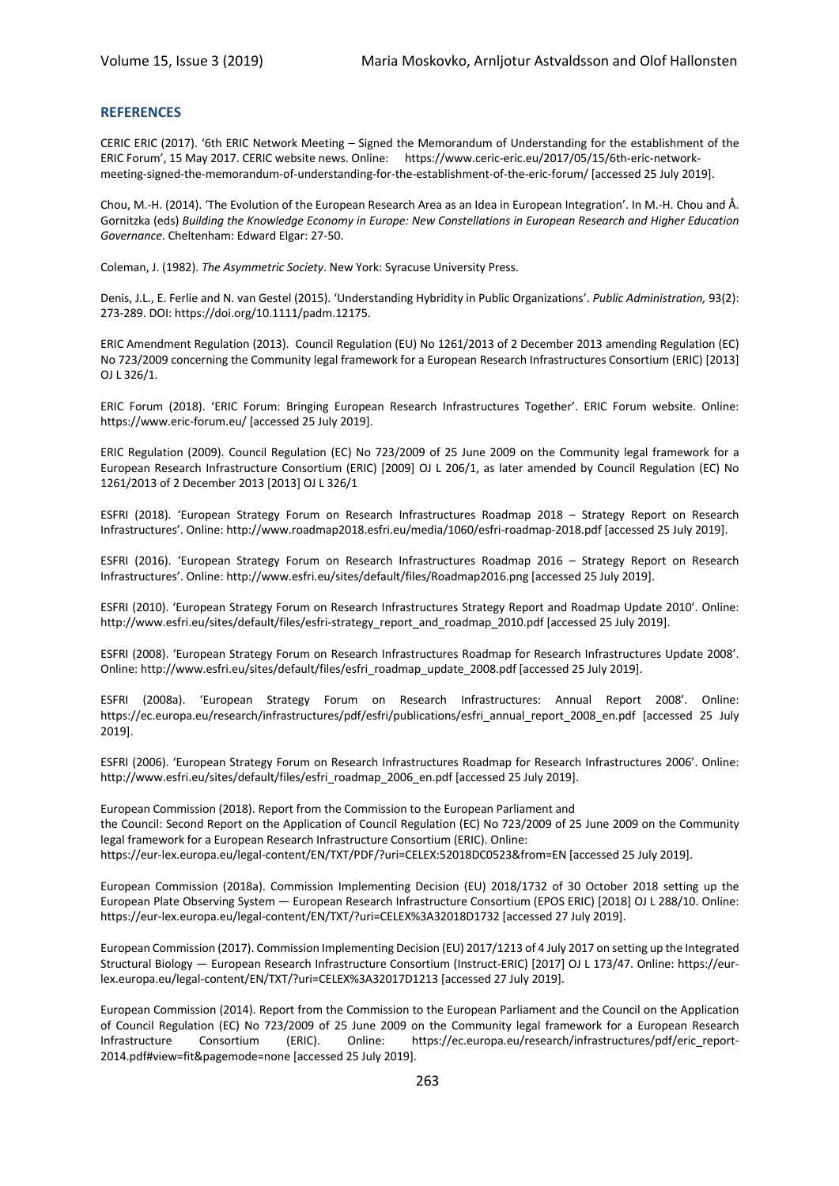## REFERENCES

CERIC ERIC (2017). '6th ERIC Network Meeting – Signed the Memorandum of Understanding for the establishment of the ERIC Forum', 15 May 2017. CERIC website news. Online: https://www.ceric-eric.eu/2017/05/15/6th-eric-network-meeting-signed-the-memorandum-of-understanding-for-the-establishment-of-the-eric-forum/ [accessed 25 July 2019].

Chou, M.-H. (2014). 'The Evolution of the European Research Area as an Idea in European Integration'. In M.-H. Chou and Å. Gornitzka (eds) *Building the Knowledge Economy in Europe: New Constellations in European Research and Higher Education Governance*. Cheltenham: Edward Elgar: 27-50.

Coleman, J. (1982). *The Asymmetric Society*. New York: Syracuse University Press.

Denis, J.L., E. Ferlie and N. van Gestel (2015). 'Understanding Hybridity in Public Organizations'. *Public Administration,* 93(2): 273-289. DOI: https://doi.org/10.1111/padm.12175.

ERIC Amendment Regulation (2013). Council Regulation (EU) No 1261/2013 of 2 December 2013 amending Regulation (EC) No 723/2009 concerning the Community legal framework for a European Research Infrastructures Consortium (ERIC) [2013] OJ L 326/1.

ERIC Forum (2018). 'ERIC Forum: Bringing European Research Infrastructures Together'. ERIC Forum website. Online: https://www.eric-forum.eu/ [accessed 25 July 2019].

ERIC Regulation (2009). Council Regulation (EC) No 723/2009 of 25 June 2009 on the Community legal framework for a European Research Infrastructure Consortium (ERIC) [2009] OJ L 206/1, as later amended by Council Regulation (EC) No 1261/2013 of 2 December 2013 [2013] OJ L 326/1

ESFRI (2018). 'European Strategy Forum on Research Infrastructures Roadmap 2018 – Strategy Report on Research Infrastructures'. Online: http://www.roadmap2018.esfri.eu/media/1060/esfri-roadmap-2018.pdf [accessed 25 July 2019].

ESFRI (2016). 'European Strategy Forum on Research Infrastructures Roadmap 2016 – Strategy Report on Research Infrastructures'. Online: http://www.esfri.eu/sites/default/files/Roadmap2016.png [accessed 25 July 2019].

ESFRI (2010). 'European Strategy Forum on Research Infrastructures Strategy Report and Roadmap Update 2010'. Online: http://www.esfri.eu/sites/default/files/esfri-strategy_report_and_roadmap_2010.pdf [accessed 25 July 2019].

ESFRI (2008). 'European Strategy Forum on Research Infrastructures Roadmap for Research Infrastructures Update 2008'. Online: http://www.esfri.eu/sites/default/files/esfri_roadmap_update_2008.pdf [accessed 25 July 2019].

ESFRI (2008a). 'European Strategy Forum on Research Infrastructures: Annual Report 2008'. Online: https://ec.europa.eu/research/infrastructures/pdf/esfri/publications/esfri_annual_report_2008_en.pdf [accessed 25 July 2019].

ESFRI (2006). 'European Strategy Forum on Research Infrastructures Roadmap for Research Infrastructures 2006'. Online: http://www.esfri.eu/sites/default/files/esfri_roadmap_2006_en.pdf [accessed 25 July 2019].

European Commission (2018). Report from the Commission to the European Parliament and the Council: Second Report on the Application of Council Regulation (EC) No 723/2009 of 25 June 2009 on the Community legal framework for a European Research Infrastructure Consortium (ERIC). Online: https://eur-lex.europa.eu/legal-content/EN/TXT/PDF/?uri=CELEX:52018DC0523&from=EN [accessed 25 July 2019].

European Commission (2018a). Commission Implementing Decision (EU) 2018/1732 of 30 October 2018 setting up the European Plate Observing System — European Research Infrastructure Consortium (EPOS ERIC) [2018] OJ L 288/10. Online: https://eur-lex.europa.eu/legal-content/EN/TXT/?uri=CELEX%3A32018D1732 [accessed 27 July 2019].

European Commission (2017). Commission Implementing Decision (EU) 2017/1213 of 4 July 2017 on setting up the Integrated Structural Biology — European Research Infrastructure Consortium (Instruct-ERIC) [2017] OJ L 173/47. Online: https://eur-lex.europa.eu/legal-content/EN/TXT/?uri=CELEX%3A32017D1213 [accessed 27 July 2019].

European Commission (2014). Report from the Commission to the European Parliament and the Council on the Application of Council Regulation (EC) No 723/2009 of 25 June 2009 on the Community legal framework for a European Research Infrastructure Consortium (ERIC). Online: https://ec.europa.eu/research/infrastructures/pdf/eric_report-2014.pdf#view=fit&pagemode=none [accessed 25 July 2019].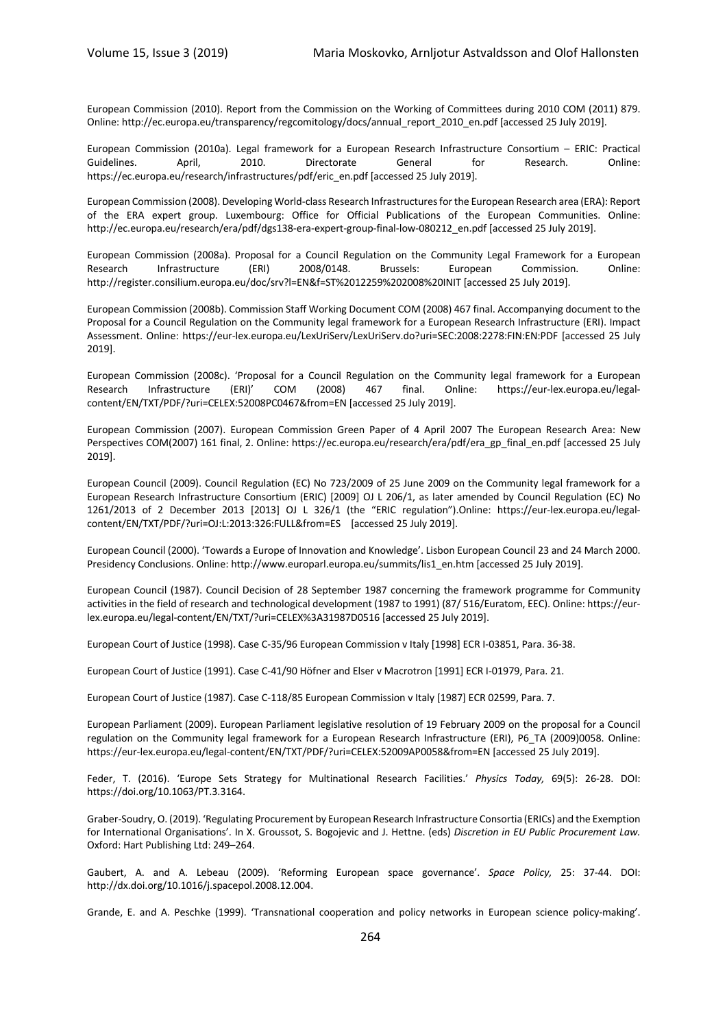European Commission (2010). Report from the Commission on the Working of Committees during 2010 COM (2011) 879. Online: http://ec.europa.eu/transparency/regcomitology/docs/annual_report_2010_en.pdf [accessed 25 July 2019].

European Commission (2010a). Legal framework for a European Research Infrastructure Consortium – ERIC: Practical Guidelines. April, 2010. Directorate General for Research. Online: https://ec.europa.eu/research/infrastructures/pdf/eric_en.pdf [accessed 25 July 2019].

European Commission (2008). Developing World-class Research Infrastructures for the European Research area (ERA): Report of the ERA expert group. Luxembourg: Office for Official Publications of the European Communities. Online: http://ec.europa.eu/research/era/pdf/dgs138-era-expert-group-final-low-080212_en.pdf [accessed 25 July 2019].

European Commission (2008a). Proposal for a Council Regulation on the Community Legal Framework for a European Research Infrastructure (ERI) 2008/0148. Brussels: European Commission. Online: http://register.consilium.europa.eu/doc/srv?l=EN&f=ST%2012259%202008%20INIT [accessed 25 July 2019].

European Commission (2008b). Commission Staff Working Document COM (2008) 467 final. Accompanying document to the Proposal for a Council Regulation on the Community legal framework for a European Research Infrastructure (ERI). Impact Assessment. Online: https://eur-lex.europa.eu/LexUriServ/LexUriServ.do?uri=SEC:2008:2278:FIN:EN:PDF [accessed 25 July 2019].

European Commission (2008c). 'Proposal for a Council Regulation on the Community legal framework for a European Research Infrastructure (ERI)' COM (2008) 467 final. Online: https://eur-lex.europa.eu/legal-content/EN/TXT/PDF/?uri=CELEX:52008PC0467&from=EN [accessed 25 July 2019].

European Commission (2007). European Commission Green Paper of 4 April 2007 The European Research Area: New Perspectives COM(2007) 161 final, 2. Online: https://ec.europa.eu/research/era/pdf/era_gp_final_en.pdf [accessed 25 July 2019].

European Council (2009). Council Regulation (EC) No 723/2009 of 25 June 2009 on the Community legal framework for a European Research Infrastructure Consortium (ERIC) [2009] OJ L 206/1, as later amended by Council Regulation (EC) No 1261/2013 of 2 December 2013 [2013] OJ L 326/1 (the "ERIC regulation").Online: https://eur-lex.europa.eu/legal-content/EN/TXT/PDF/?uri=OJ:L:2013:326:FULL&from=ES [accessed 25 July 2019].

European Council (2000). 'Towards a Europe of Innovation and Knowledge'. Lisbon European Council 23 and 24 March 2000. Presidency Conclusions. Online: http://www.europarl.europa.eu/summits/lis1_en.htm [accessed 25 July 2019].

European Council (1987). Council Decision of 28 September 1987 concerning the framework programme for Community activities in the field of research and technological development (1987 to 1991) (87/ 516/Euratom, EEC). Online: https://eur-lex.europa.eu/legal-content/EN/TXT/?uri=CELEX%3A31987D0516 [accessed 25 July 2019].

European Court of Justice (1998). Case C-35/96 European Commission v Italy [1998] ECR I-03851, Para. 36-38.

European Court of Justice (1991). Case C-41/90 Höfner and Elser v Macrotron [1991] ECR I-01979, Para. 21.

European Court of Justice (1987). Case C-118/85 European Commission v Italy [1987] ECR 02599, Para. 7.

European Parliament (2009). European Parliament legislative resolution of 19 February 2009 on the proposal for a Council regulation on the Community legal framework for a European Research Infrastructure (ERI), P6_TA (2009)0058. Online: https://eur-lex.europa.eu/legal-content/EN/TXT/PDF/?uri=CELEX:52009AP0058&from=EN [accessed 25 July 2019].

Feder, T. (2016). 'Europe Sets Strategy for Multinational Research Facilities.' *Physics Today,* 69(5): 26-28. DOI: https://doi.org/10.1063/PT.3.3164.

Graber-Soudry, O. (2019). 'Regulating Procurement by European Research Infrastructure Consortia (ERICs) and the Exemption for International Organisations'. In X. Groussot, S. Bogojevic and J. Hettne. (eds) *Discretion in EU Public Procurement Law.* Oxford: Hart Publishing Ltd: 249–264.

Gaubert, A. and A. Lebeau (2009). 'Reforming European space governance'. *Space Policy,* 25: 37-44. DOI: http://dx.doi.org/10.1016/j.spacepol.2008.12.004.

Grande, E. and A. Peschke (1999). 'Transnational cooperation and policy networks in European science policy-making'.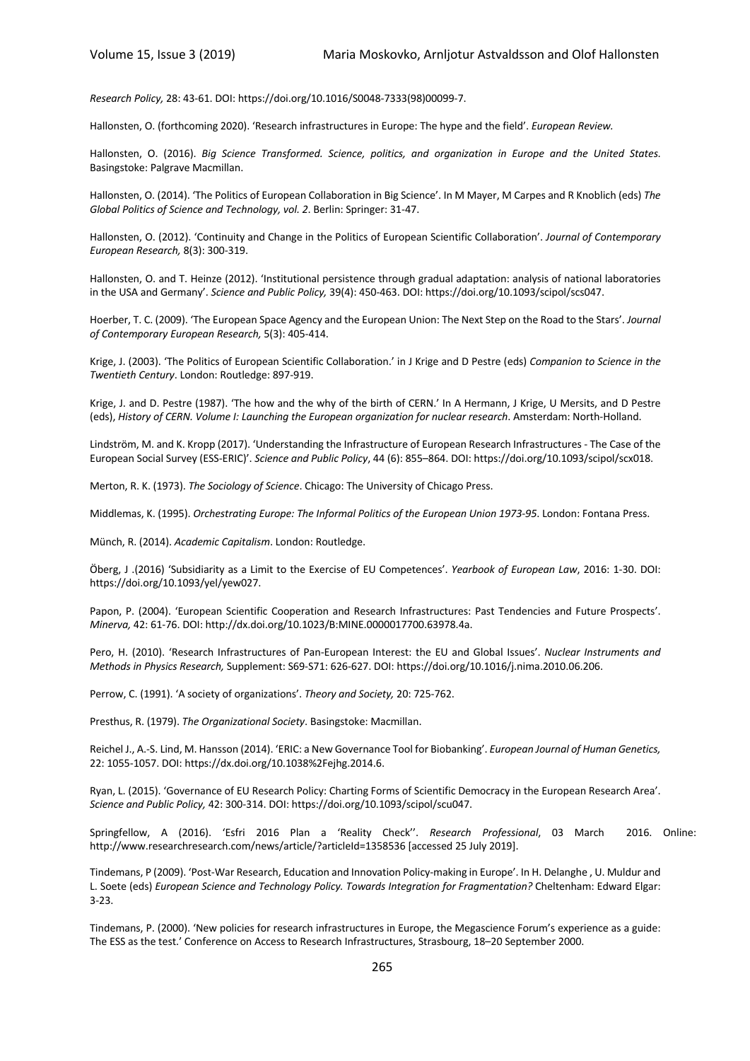*Research Policy,* 28: 43-61. DOI: https://doi.org/10.1016/S0048-7333(98)00099-7.

Hallonsten, O. (forthcoming 2020). 'Research infrastructures in Europe: The hype and the field'. *European Review.*

Hallonsten, O. (2016). *Big Science Transformed. Science, politics, and organization in Europe and the United States.* Basingstoke: Palgrave Macmillan.

Hallonsten, O. (2014). 'The Politics of European Collaboration in Big Science'. In M Mayer, M Carpes and R Knoblich (eds) *The Global Politics of Science and Technology, vol. 2*. Berlin: Springer: 31-47.

Hallonsten, O. (2012). 'Continuity and Change in the Politics of European Scientific Collaboration'. *Journal of Contemporary European Research,* 8(3): 300-319.

Hallonsten, O. and T. Heinze (2012). 'Institutional persistence through gradual adaptation: analysis of national laboratories in the USA and Germany'. *Science and Public Policy,* 39(4): 450-463. DOI: https://doi.org/10.1093/scipol/scs047.

Hoerber, T. C. (2009). 'The European Space Agency and the European Union: The Next Step on the Road to the Stars'. *Journal of Contemporary European Research,* 5(3): 405-414.

Krige, J. (2003). 'The Politics of European Scientific Collaboration.' in J Krige and D Pestre (eds) *Companion to Science in the Twentieth Century*. London: Routledge: 897-919.

Krige, J. and D. Pestre (1987). 'The how and the why of the birth of CERN.' In A Hermann, J Krige, U Mersits, and D Pestre (eds), *History of CERN. Volume I: Launching the European organization for nuclear research*. Amsterdam: North-Holland.

Lindström, M. and K. Kropp (2017). 'Understanding the Infrastructure of European Research Infrastructures - The Case of the European Social Survey (ESS-ERIC)'. *Science and Public Policy*, 44 (6): 855–864. DOI: https://doi.org/10.1093/scipol/scx018.

Merton, R. K. (1973). *The Sociology of Science*. Chicago: The University of Chicago Press.

Middlemas, K. (1995). *Orchestrating Europe: The Informal Politics of the European Union 1973-95*. London: Fontana Press.

Münch, R. (2014). *Academic Capitalism*. London: Routledge.

Öberg, J .(2016) 'Subsidiarity as a Limit to the Exercise of EU Competences'. *Yearbook of European Law*, 2016: 1-30. DOI: https://doi.org/10.1093/yel/yew027.

Papon, P. (2004). 'European Scientific Cooperation and Research Infrastructures: Past Tendencies and Future Prospects'. *Minerva,* 42: 61-76. DOI: http://dx.doi.org/10.1023/B:MINE.0000017700.63978.4a.

Pero, H. (2010). 'Research Infrastructures of Pan-European Interest: the EU and Global Issues'. *Nuclear Instruments and Methods in Physics Research,* Supplement: S69-S71: 626-627. DOI: https://doi.org/10.1016/j.nima.2010.06.206.

Perrow, C. (1991). 'A society of organizations'. *Theory and Society,* 20: 725-762.

Presthus, R. (1979). *The Organizational Society*. Basingstoke: Macmillan.

Reichel J., A.-S. Lind, M. Hansson (2014). 'ERIC: a New Governance Tool for Biobanking'. *European Journal of Human Genetics,* 22: 1055-1057. DOI: https://dx.doi.org/10.1038%2Fejhg.2014.6.

Ryan, L. (2015). 'Governance of EU Research Policy: Charting Forms of Scientific Democracy in the European Research Area'. *Science and Public Policy,* 42: 300-314. DOI: https://doi.org/10.1093/scipol/scu047.

Springfellow, A (2016). 'Esfri 2016 Plan a 'Reality Check''. *Research Professional*, 03 March 2016. Online: http://www.researchresearch.com/news/article/?articleId=1358536 [accessed 25 July 2019].

Tindemans, P (2009). 'Post-War Research, Education and Innovation Policy-making in Europe'. In H. Delanghe , U. Muldur and L. Soete (eds) *European Science and Technology Policy. Towards Integration for Fragmentation?* Cheltenham: Edward Elgar: 3-23.

Tindemans, P. (2000). 'New policies for research infrastructures in Europe, the Megascience Forum's experience as a guide: The ESS as the test.' Conference on Access to Research Infrastructures, Strasbourg, 18–20 September 2000.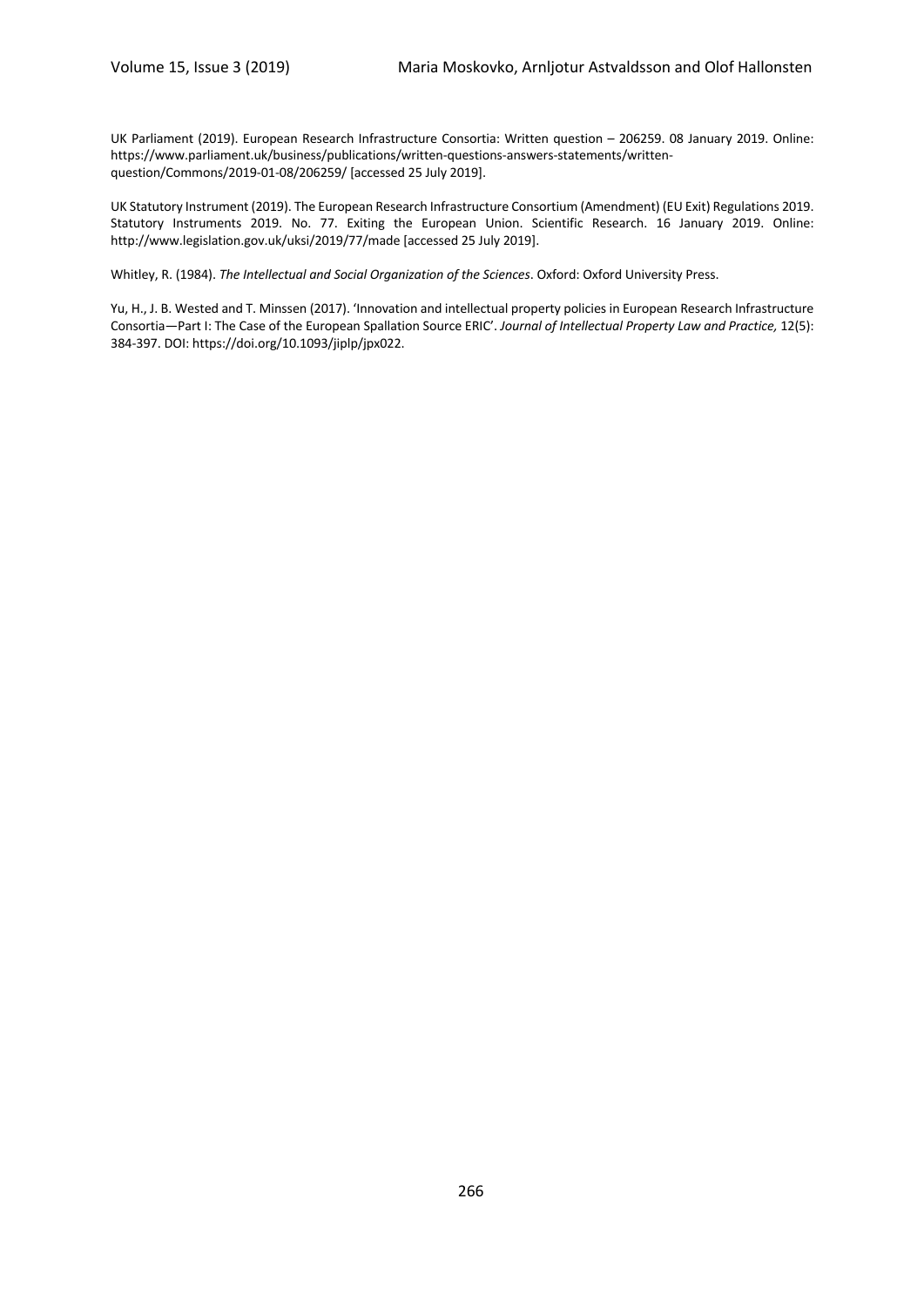UK Parliament (2019). European Research Infrastructure Consortia: Written question – 206259. 08 January 2019. Online: https://www.parliament.uk/business/publications/written-questions-answers-statements/written-question/Commons/2019-01-08/206259/ [accessed 25 July 2019].

UK Statutory Instrument (2019). The European Research Infrastructure Consortium (Amendment) (EU Exit) Regulations 2019. Statutory Instruments 2019. No. 77. Exiting the European Union. Scientific Research. 16 January 2019. Online: http://www.legislation.gov.uk/uksi/2019/77/made [accessed 25 July 2019].

Whitley, R. (1984). *The Intellectual and Social Organization of the Sciences*. Oxford: Oxford University Press.

Yu, H., J. B. Wested and T. Minssen (2017). 'Innovation and intellectual property policies in European Research Infrastructure Consortia—Part I: The Case of the European Spallation Source ERIC'. *Journal of Intellectual Property Law and Practice,* 12(5): 384-397. DOI: https://doi.org/10.1093/jiplp/jpx022.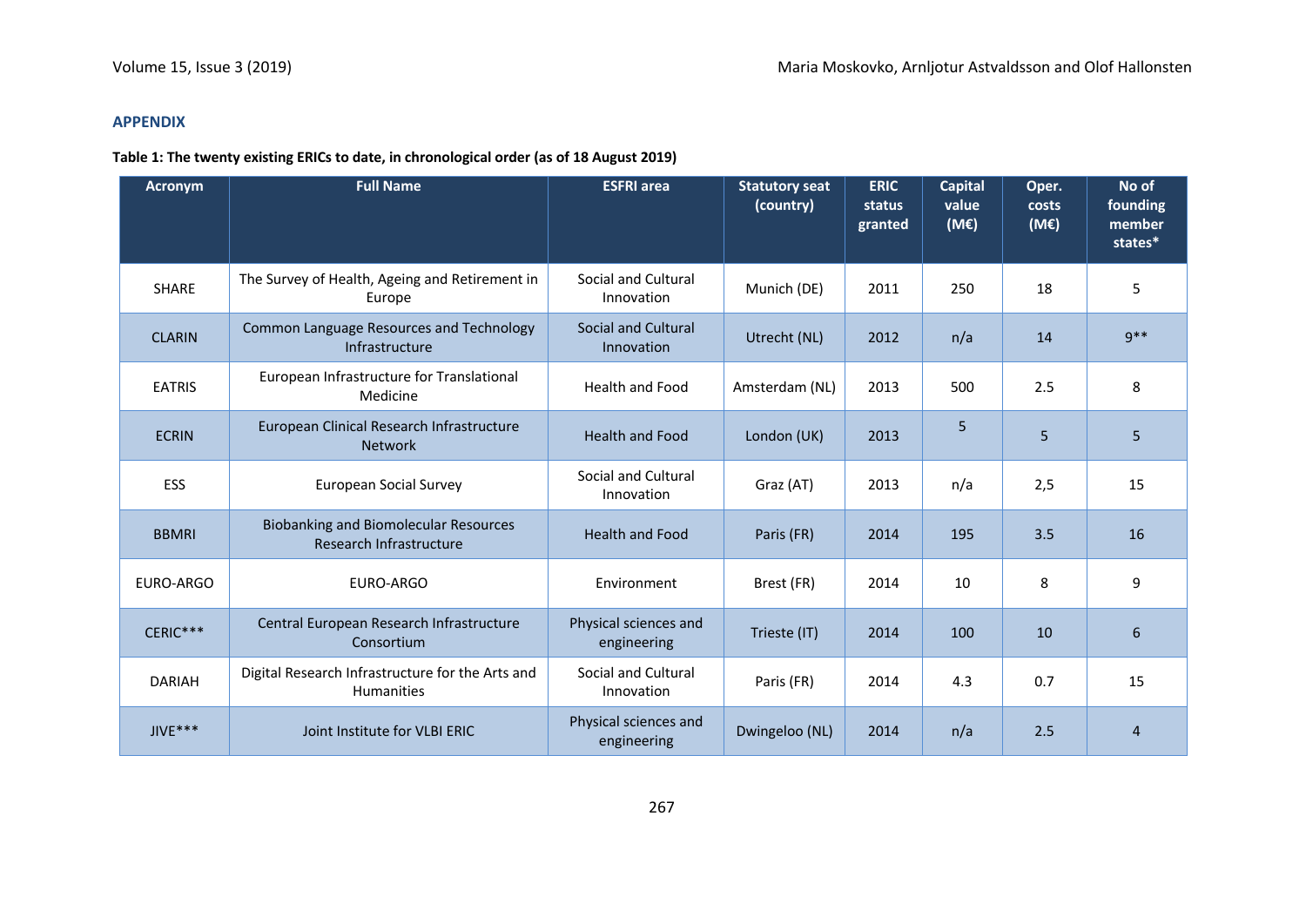## APPENDIX

**Table 1: The twenty existing ERICs to date, in chronological order (as of 18 August 2019)**

| Acronym | Full Name | ESFRI area | Statutory seat (country) | ERIC status granted | Capital value (M€) | Oper. costs (M€) | No of founding member states* |
|---|---|---|---|---|---|---|---|
| SHARE | The Survey of Health, Ageing and Retirement in Europe | Social and Cultural Innovation | Munich (DE) | 2011 | 250 | 18 | 5 |
| CLARIN | Common Language Resources and Technology Infrastructure | Social and Cultural Innovation | Utrecht (NL) | 2012 | n/a | 14 | 9** |
| EATRIS | European Infrastructure for Translational Medicine | Health and Food | Amsterdam (NL) | 2013 | 500 | 2.5 | 8 |
| ECRIN | European Clinical Research Infrastructure Network | Health and Food | London (UK) | 2013 | 5 | 5 | 5 |
| ESS | European Social Survey | Social and Cultural Innovation | Graz (AT) | 2013 | n/a | 2,5 | 15 |
| BBMRI | Biobanking and Biomolecular Resources Research Infrastructure | Health and Food | Paris (FR) | 2014 | 195 | 3.5 | 16 |
| EURO-ARGO | EURO-ARGO | Environment | Brest (FR) | 2014 | 10 | 8 | 9 |
| CERIC*** | Central European Research Infrastructure Consortium | Physical sciences and engineering | Trieste (IT) | 2014 | 100 | 10 | 6 |
| DARIAH | Digital Research Infrastructure for the Arts and Humanities | Social and Cultural Innovation | Paris (FR) | 2014 | 4.3 | 0.7 | 15 |
| JIVE*** | Joint Institute for VLBI ERIC | Physical sciences and engineering | Dwingeloo (NL) | 2014 | n/a | 2.5 | 4 |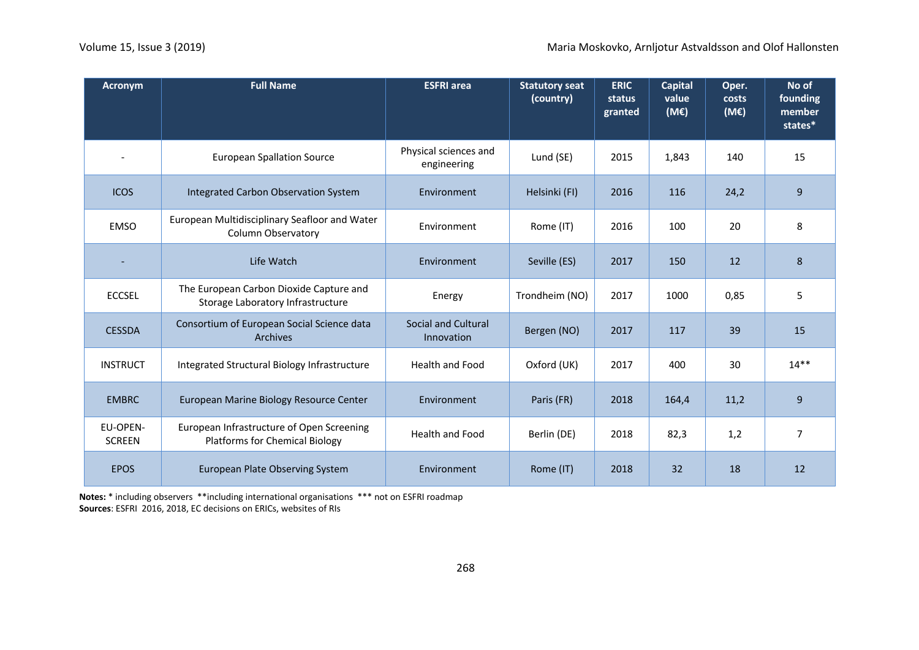| Acronym | Full Name | ESFRI area | Statutory seat (country) | ERIC status granted | Capital value (M€) | Oper. costs (M€) | No of founding member states* |
|---|---|---|---|---|---|---|---|
| - | European Spallation Source | Physical sciences and engineering | Lund (SE) | 2015 | 1,843 | 140 | 15 |
| ICOS | Integrated Carbon Observation System | Environment | Helsinki (FI) | 2016 | 116 | 24,2 | 9 |
| EMSO | European Multidisciplinary Seafloor and Water Column Observatory | Environment | Rome (IT) | 2016 | 100 | 20 | 8 |
| - | Life Watch | Environment | Seville (ES) | 2017 | 150 | 12 | 8 |
| ECCSEL | The European Carbon Dioxide Capture and Storage Laboratory Infrastructure | Energy | Trondheim (NO) | 2017 | 1000 | 0,85 | 5 |
| CESSDA | Consortium of European Social Science data Archives | Social and Cultural Innovation | Bergen (NO) | 2017 | 117 | 39 | 15 |
| INSTRUCT | Integrated Structural Biology Infrastructure | Health and Food | Oxford (UK) | 2017 | 400 | 30 | 14** |
| EMBRC | European Marine Biology Resource Center | Environment | Paris (FR) | 2018 | 164,4 | 11,2 | 9 |
| EU-OPEN-SCREEN | European Infrastructure of Open Screening Platforms for Chemical Biology | Health and Food | Berlin (DE) | 2018 | 82,3 | 1,2 | 7 |
| EPOS | European Plate Observing System | Environment | Rome (IT) | 2018 | 32 | 18 | 12 |

**Notes:** * including observers **including international organisations *** not on ESFRI roadmap
**Sources**: ESFRI 2016, 2018, EC decisions on ERICs, websites of RIs